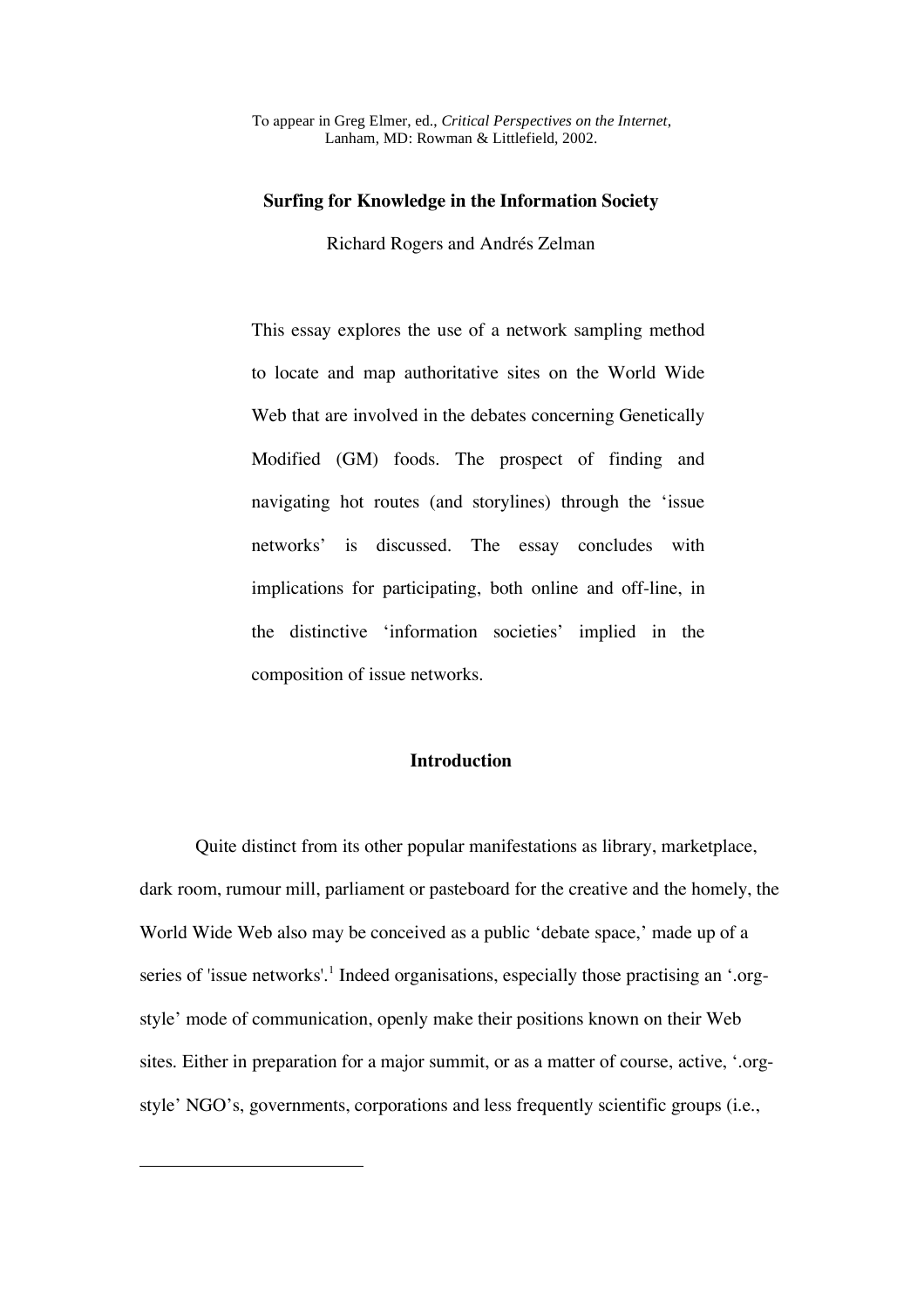To appear in Greg Elmer, ed., *Critical Perspectives on the Internet*, Lanham, MD: Rowman & Littlefield, 2002.

# Surfing for Knowledge in the Information Society

Richard Rogers and Andrés Zelman

This essay explores the use of a network sampling method to locate and map authoritative sites on the World Wide Web that are involved in the debates concerning Genetically Modified (GM) foods. The prospect of finding and navigating hot routes (and storylines) through the 'issue networks' is discussed. The essay concludes with implications for participating, both online and off-line, in the distinctive 'information societies' implied in the composition of issue networks.

## Introduction

Quite distinct from its other popular manifestations as library, marketplace, dark room, rumour mill, parliament or pasteboard for the creative and the homely, the World Wide Web also may be conceived as a public 'debate space,' made up of a series of 'issue networks'.[1] Indeed organisations, especially those practising an '.org-style' mode of communication, openly make their positions known on their Web sites. Either in preparation for a major summit, or as a matter of course, active, '.org-style' NGO's, governments, corporations and less frequently scientific groups (i.e.,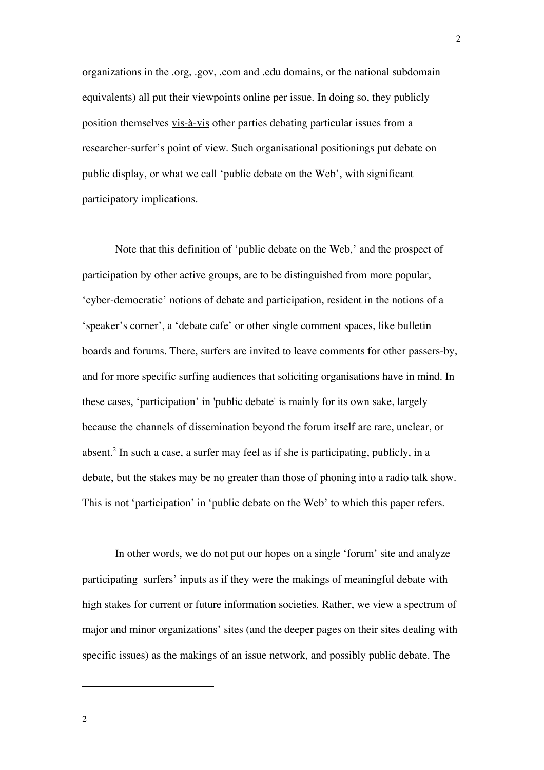organizations in the .org, .gov, .com and .edu domains, or the national subdomain equivalents) all put their viewpoints online per issue. In doing so, they publicly position themselves vis-à-vis other parties debating particular issues from a researcher-surfer's point of view. Such organisational positionings put debate on public display, or what we call 'public debate on the Web', with significant participatory implications.

Note that this definition of 'public debate on the Web,' and the prospect of participation by other active groups, are to be distinguished from more popular, 'cyber-democratic' notions of debate and participation, resident in the notions of a 'speaker's corner', a 'debate cafe' or other single comment spaces, like bulletin boards and forums. There, surfers are invited to leave comments for other passers-by, and for more specific surfing audiences that soliciting organisations have in mind. In these cases, 'participation' in 'public debate' is mainly for its own sake, largely because the channels of dissemination beyond the forum itself are rare, unclear, or absent.[2] In such a case, a surfer may feel as if she is participating, publicly, in a debate, but the stakes may be no greater than those of phoning into a radio talk show. This is not 'participation' in 'public debate on the Web' to which this paper refers.

In other words, we do not put our hopes on a single 'forum' site and analyze participating surfers' inputs as if they were the makings of meaningful debate with high stakes for current or future information societies. Rather, we view a spectrum of major and minor organizations' sites (and the deeper pages on their sites dealing with specific issues) as the makings of an issue network, and possibly public debate. The

---

2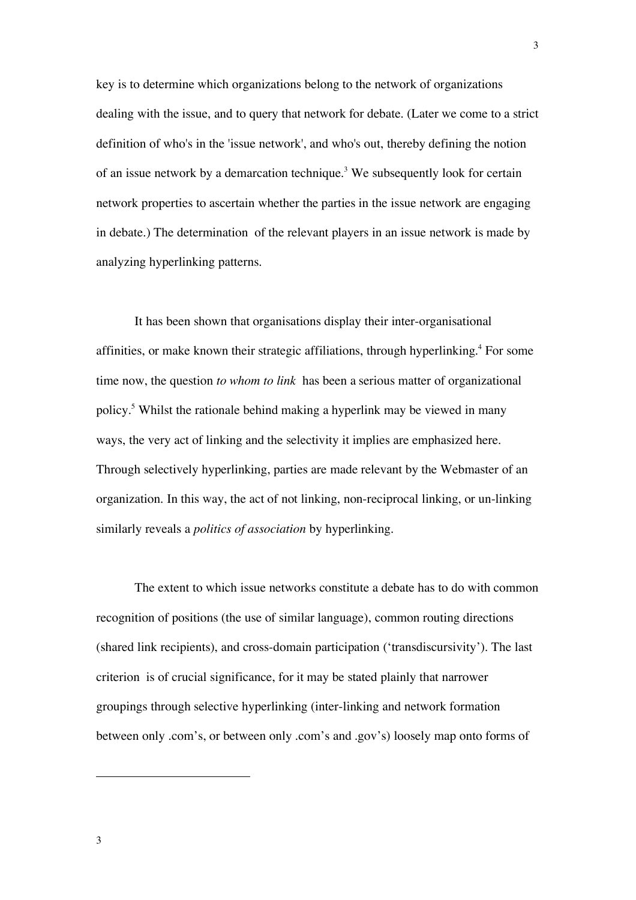key is to determine which organizations belong to the network of organizations dealing with the issue, and to query that network for debate. (Later we come to a strict definition of who's in the 'issue network', and who's out, thereby defining the notion of an issue network by a demarcation technique.[3] We subsequently look for certain network properties to ascertain whether the parties in the issue network are engaging in debate.) The determination of the relevant players in an issue network is made by analyzing hyperlinking patterns.

It has been shown that organisations display their inter-organisational affinities, or make known their strategic affiliations, through hyperlinking.[4] For some time now, the question *to whom to link* has been a serious matter of organizational policy.[5] Whilst the rationale behind making a hyperlink may be viewed in many ways, the very act of linking and the selectivity it implies are emphasized here. Through selectively hyperlinking, parties are made relevant by the Webmaster of an organization. In this way, the act of not linking, non-reciprocal linking, or un-linking similarly reveals a *politics of association* by hyperlinking.

The extent to which issue networks constitute a debate has to do with common recognition of positions (the use of similar language), common routing directions (shared link recipients), and cross-domain participation ('transdiscursivity'). The last criterion is of crucial significance, for it may be stated plainly that narrower groupings through selective hyperlinking (inter-linking and network formation between only .com's, or between only .com's and .gov's) loosely map onto forms of

3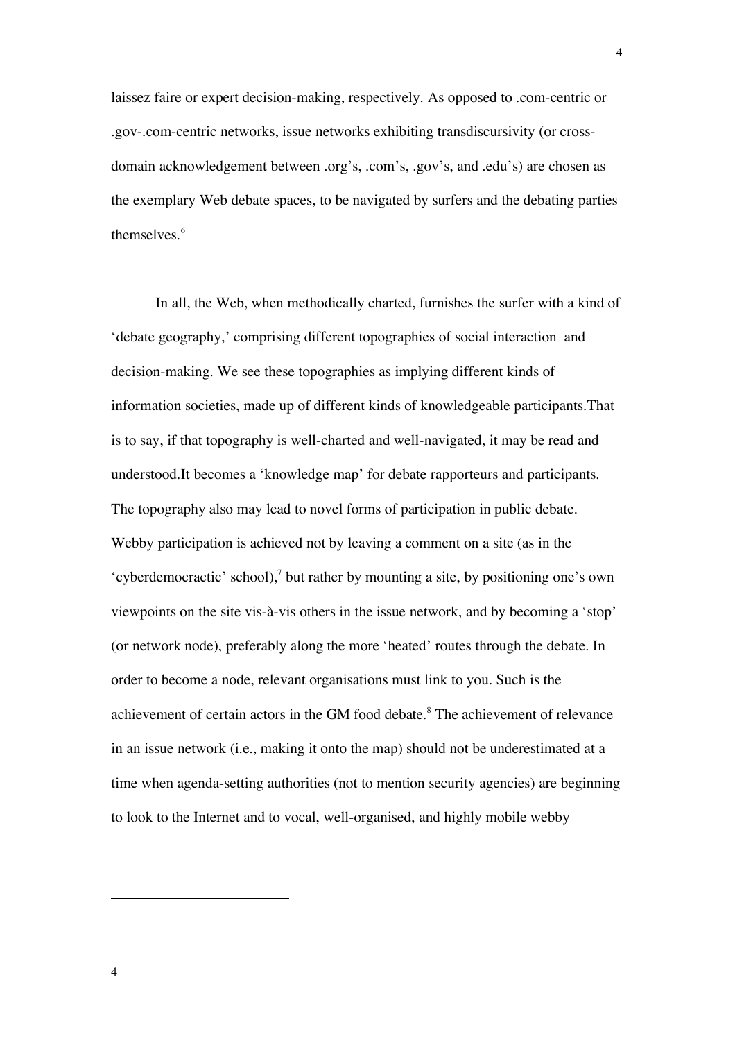laissez faire or expert decision-making, respectively. As opposed to .com-centric or .gov-.com-centric networks, issue networks exhibiting transdiscursivity (or cross-domain acknowledgement between .org's, .com's, .gov's, and .edu's) are chosen as the exemplary Web debate spaces, to be navigated by surfers and the debating parties themselves.[6]

In all, the Web, when methodically charted, furnishes the surfer with a kind of 'debate geography,' comprising different topographies of social interaction and decision-making. We see these topographies as implying different kinds of information societies, made up of different kinds of knowledgeable participants.That is to say, if that topography is well-charted and well-navigated, it may be read and understood.It becomes a 'knowledge map' for debate rapporteurs and participants. The topography also may lead to novel forms of participation in public debate. Webby participation is achieved not by leaving a comment on a site (as in the 'cyberdemocractic' school),[7] but rather by mounting a site, by positioning one's own viewpoints on the site <u>vis-à-vis</u> others in the issue network, and by becoming a 'stop' (or network node), preferably along the more 'heated' routes through the debate. In order to become a node, relevant organisations must link to you. Such is the achievement of certain actors in the GM food debate.[8] The achievement of relevance in an issue network (i.e., making it onto the map) should not be underestimated at a time when agenda-setting authorities (not to mention security agencies) are beginning to look to the Internet and to vocal, well-organised, and highly mobile webby

---

4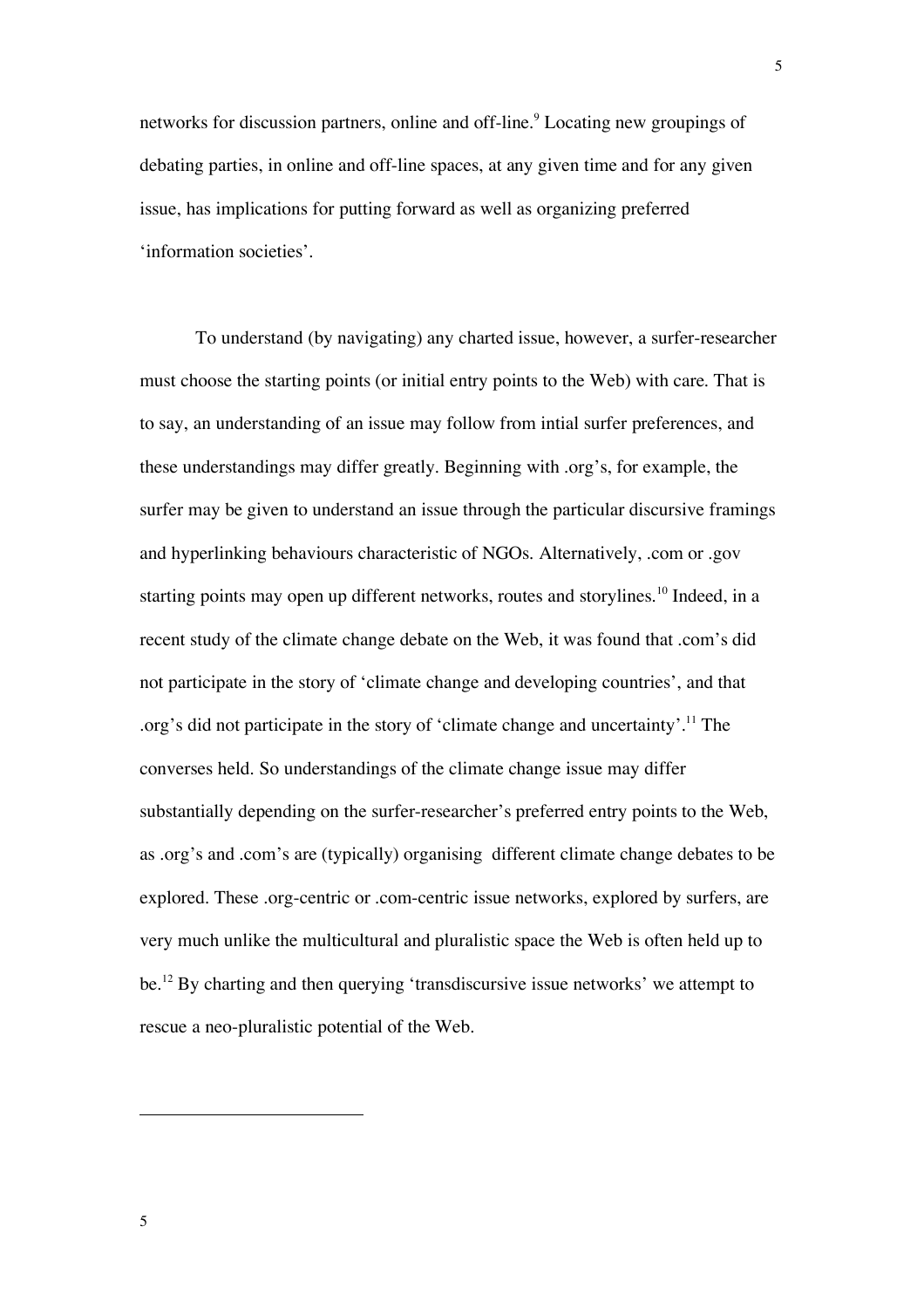networks for discussion partners, online and off-line.[9] Locating new groupings of debating parties, in online and off-line spaces, at any given time and for any given issue, has implications for putting forward as well as organizing preferred 'information societies'.

To understand (by navigating) any charted issue, however, a surfer-researcher must choose the starting points (or initial entry points to the Web) with care. That is to say, an understanding of an issue may follow from intial surfer preferences, and these understandings may differ greatly. Beginning with .org's, for example, the surfer may be given to understand an issue through the particular discursive framings and hyperlinking behaviours characteristic of NGOs. Alternatively, .com or .gov starting points may open up different networks, routes and storylines.[10] Indeed, in a recent study of the climate change debate on the Web, it was found that .com's did not participate in the story of 'climate change and developing countries', and that .org's did not participate in the story of 'climate change and uncertainty'.[11] The converses held. So understandings of the climate change issue may differ substantially depending on the surfer-researcher's preferred entry points to the Web, as .org's and .com's are (typically) organising different climate change debates to be explored. These .org-centric or .com-centric issue networks, explored by surfers, are very much unlike the multicultural and pluralistic space the Web is often held up to be.[12] By charting and then querying 'transdiscursive issue networks' we attempt to rescue a neo-pluralistic potential of the Web.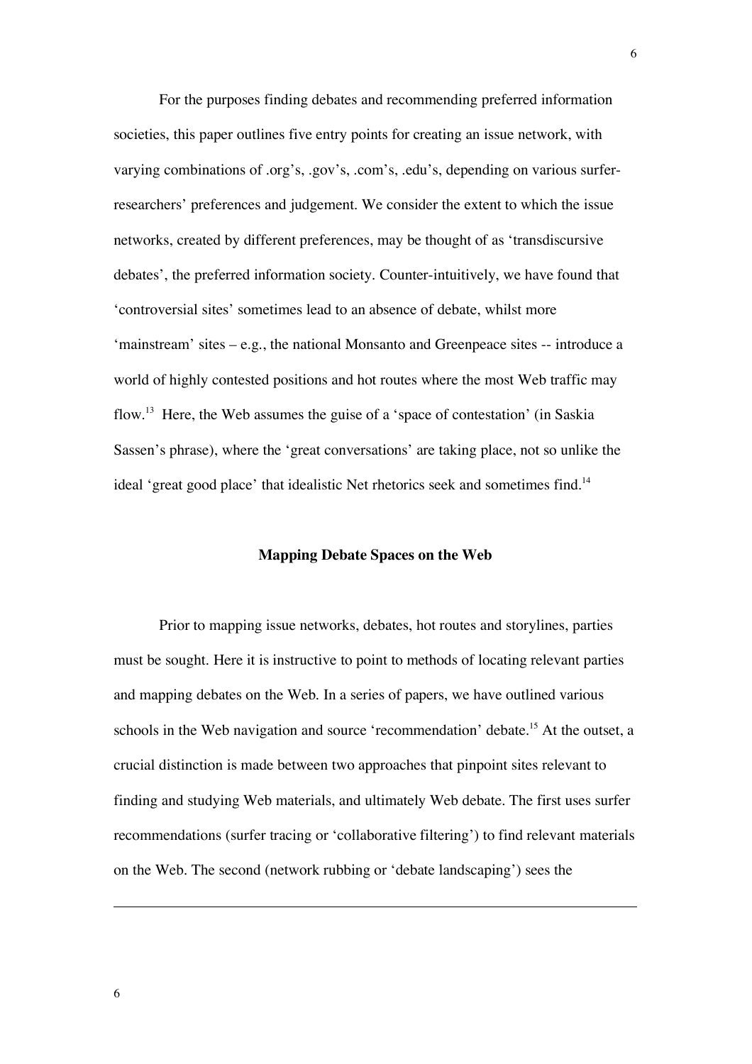For the purposes finding debates and recommending preferred information societies, this paper outlines five entry points for creating an issue network, with varying combinations of .org's, .gov's, .com's, .edu's, depending on various surfer-researchers' preferences and judgement. We consider the extent to which the issue networks, created by different preferences, may be thought of as 'transdiscursive debates', the preferred information society. Counter-intuitively, we have found that 'controversial sites' sometimes lead to an absence of debate, whilst more 'mainstream' sites – e.g., the national Monsanto and Greenpeace sites -- introduce a world of highly contested positions and hot routes where the most Web traffic may flow.[13] Here, the Web assumes the guise of a 'space of contestation' (in Saskia Sassen's phrase), where the 'great conversations' are taking place, not so unlike the ideal 'great good place' that idealistic Net rhetorics seek and sometimes find.[14]

### Mapping Debate Spaces on the Web

Prior to mapping issue networks, debates, hot routes and storylines, parties must be sought. Here it is instructive to point to methods of locating relevant parties and mapping debates on the Web. In a series of papers, we have outlined various schools in the Web navigation and source 'recommendation' debate.[15] At the outset, a crucial distinction is made between two approaches that pinpoint sites relevant to finding and studying Web materials, and ultimately Web debate. The first uses surfer recommendations (surfer tracing or 'collaborative filtering') to find relevant materials on the Web. The second (network rubbing or 'debate landscaping') sees the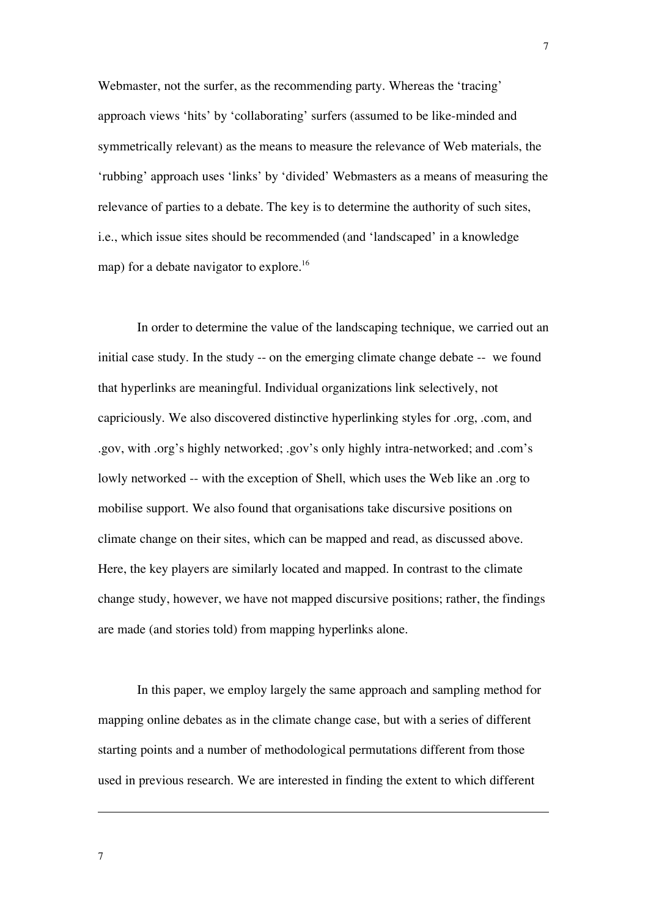Webmaster, not the surfer, as the recommending party. Whereas the 'tracing' approach views 'hits' by 'collaborating' surfers (assumed to be like-minded and symmetrically relevant) as the means to measure the relevance of Web materials, the 'rubbing' approach uses 'links' by 'divided' Webmasters as a means of measuring the relevance of parties to a debate. The key is to determine the authority of such sites, i.e., which issue sites should be recommended (and 'landscaped' in a knowledge map) for a debate navigator to explore.[16]

In order to determine the value of the landscaping technique, we carried out an initial case study. In the study -- on the emerging climate change debate -- we found that hyperlinks are meaningful. Individual organizations link selectively, not capriciously. We also discovered distinctive hyperlinking styles for .org, .com, and .gov, with .org's highly networked; .gov's only highly intra-networked; and .com's lowly networked -- with the exception of Shell, which uses the Web like an .org to mobilise support. We also found that organisations take discursive positions on climate change on their sites, which can be mapped and read, as discussed above. Here, the key players are similarly located and mapped. In contrast to the climate change study, however, we have not mapped discursive positions; rather, the findings are made (and stories told) from mapping hyperlinks alone.

In this paper, we employ largely the same approach and sampling method for mapping online debates as in the climate change case, but with a series of different starting points and a number of methodological permutations different from those used in previous research. We are interested in finding the extent to which different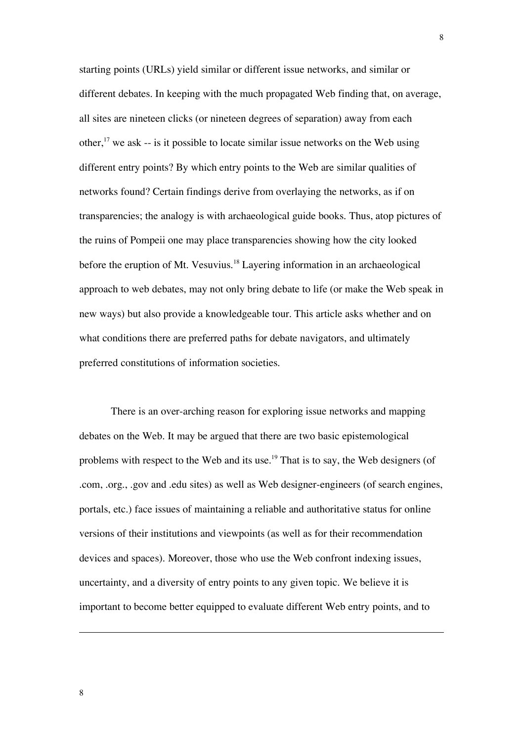starting points (URLs) yield similar or different issue networks, and similar or different debates. In keeping with the much propagated Web finding that, on average, all sites are nineteen clicks (or nineteen degrees of separation) away from each other,[17] we ask -- is it possible to locate similar issue networks on the Web using different entry points? By which entry points to the Web are similar qualities of networks found? Certain findings derive from overlaying the networks, as if on transparencies; the analogy is with archaeological guide books. Thus, atop pictures of the ruins of Pompeii one may place transparencies showing how the city looked before the eruption of Mt. Vesuvius.[18] Layering information in an archaeological approach to web debates, may not only bring debate to life (or make the Web speak in new ways) but also provide a knowledgeable tour. This article asks whether and on what conditions there are preferred paths for debate navigators, and ultimately preferred constitutions of information societies.

There is an over-arching reason for exploring issue networks and mapping debates on the Web. It may be argued that there are two basic epistemological problems with respect to the Web and its use.[19] That is to say, the Web designers (of .com, .org., .gov and .edu sites) as well as Web designer-engineers (of search engines, portals, etc.) face issues of maintaining a reliable and authoritative status for online versions of their institutions and viewpoints (as well as for their recommendation devices and spaces). Moreover, those who use the Web confront indexing issues, uncertainty, and a diversity of entry points to any given topic. We believe it is important to become better equipped to evaluate different Web entry points, and to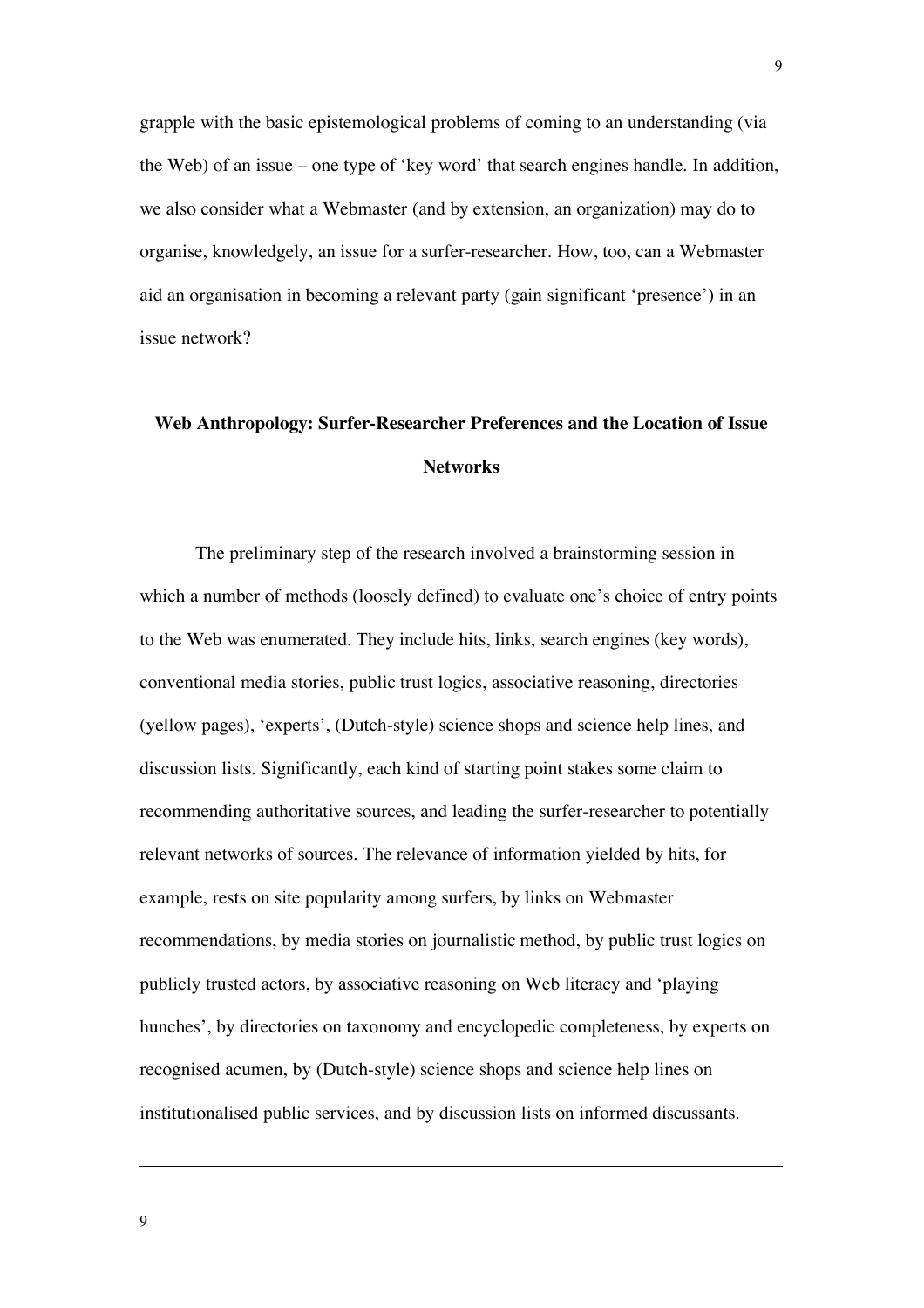grapple with the basic epistemological problems of coming to an understanding (via the Web) of an issue – one type of 'key word' that search engines handle. In addition, we also consider what a Webmaster (and by extension, an organization) may do to organise, knowledgely, an issue for a surfer-researcher. How, too, can a Webmaster aid an organisation in becoming a relevant party (gain significant 'presence') in an issue network?

## Web Anthropology: Surfer-Researcher Preferences and the Location of Issue Networks

The preliminary step of the research involved a brainstorming session in which a number of methods (loosely defined) to evaluate one's choice of entry points to the Web was enumerated. They include hits, links, search engines (key words), conventional media stories, public trust logics, associative reasoning, directories (yellow pages), 'experts', (Dutch-style) science shops and science help lines, and discussion lists. Significantly, each kind of starting point stakes some claim to recommending authoritative sources, and leading the surfer-researcher to potentially relevant networks of sources. The relevance of information yielded by hits, for example, rests on site popularity among surfers, by links on Webmaster recommendations, by media stories on journalistic method, by public trust logics on publicly trusted actors, by associative reasoning on Web literacy and 'playing hunches', by directories on taxonomy and encyclopedic completeness, by experts on recognised acumen, by (Dutch-style) science shops and science help lines on institutionalised public services, and by discussion lists on informed discussants.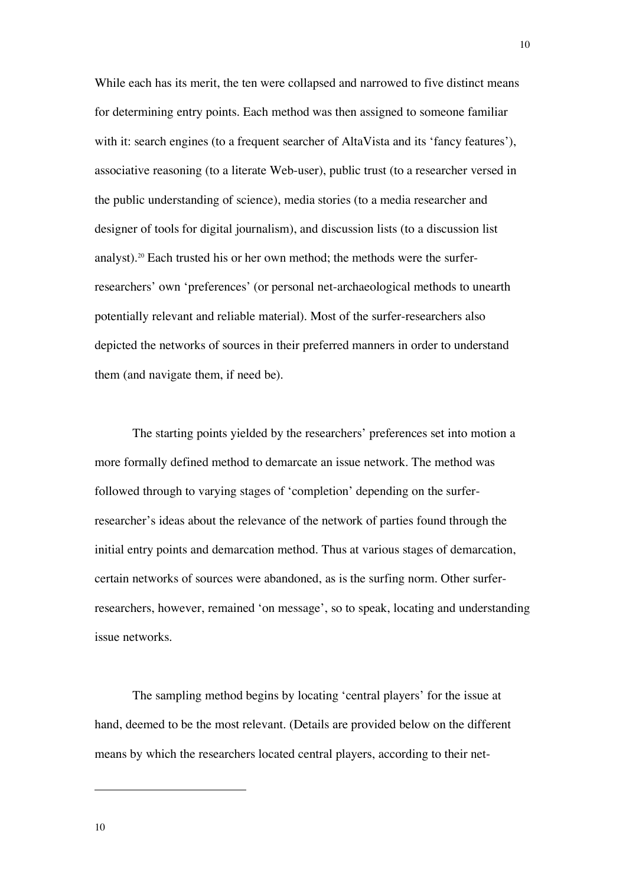While each has its merit, the ten were collapsed and narrowed to five distinct means for determining entry points. Each method was then assigned to someone familiar with it: search engines (to a frequent searcher of AltaVista and its 'fancy features'), associative reasoning (to a literate Web-user), public trust (to a researcher versed in the public understanding of science), media stories (to a media researcher and designer of tools for digital journalism), and discussion lists (to a discussion list analyst).[20] Each trusted his or her own method; the methods were the surfer-researchers' own 'preferences' (or personal net-archaeological methods to unearth potentially relevant and reliable material). Most of the surfer-researchers also depicted the networks of sources in their preferred manners in order to understand them (and navigate them, if need be).

The starting points yielded by the researchers' preferences set into motion a more formally defined method to demarcate an issue network. The method was followed through to varying stages of 'completion' depending on the surfer-researcher's ideas about the relevance of the network of parties found through the initial entry points and demarcation method. Thus at various stages of demarcation, certain networks of sources were abandoned, as is the surfing norm. Other surfer-researchers, however, remained 'on message', so to speak, locating and understanding issue networks.

The sampling method begins by locating 'central players' for the issue at hand, deemed to be the most relevant. (Details are provided below on the different means by which the researchers located central players, according to their net-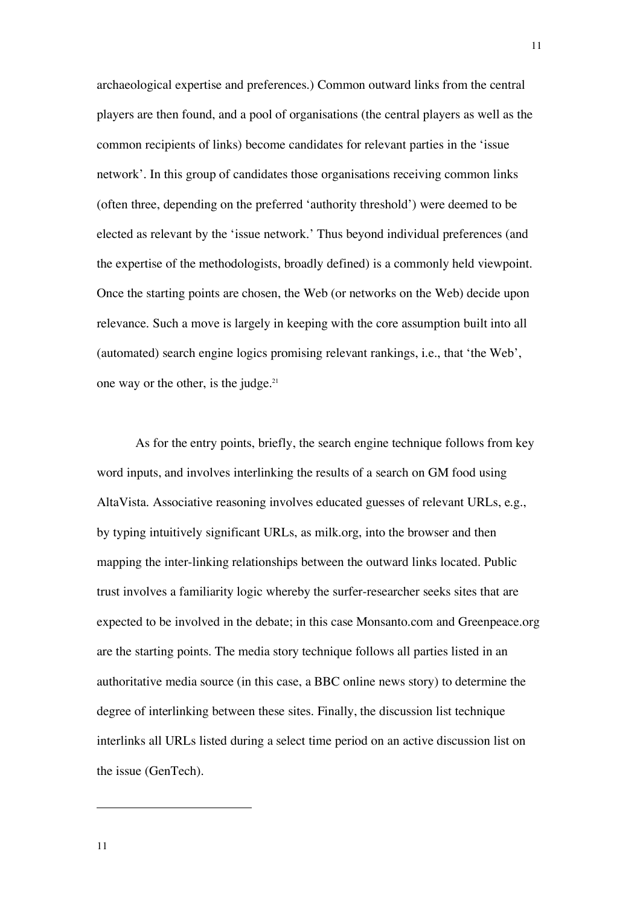archaeological expertise and preferences.) Common outward links from the central players are then found, and a pool of organisations (the central players as well as the common recipients of links) become candidates for relevant parties in the 'issue network'. In this group of candidates those organisations receiving common links (often three, depending on the preferred 'authority threshold') were deemed to be elected as relevant by the 'issue network.' Thus beyond individual preferences (and the expertise of the methodologists, broadly defined) is a commonly held viewpoint. Once the starting points are chosen, the Web (or networks on the Web) decide upon relevance. Such a move is largely in keeping with the core assumption built into all (automated) search engine logics promising relevant rankings, i.e., that 'the Web', one way or the other, is the judge.[21]

As for the entry points, briefly, the search engine technique follows from key word inputs, and involves interlinking the results of a search on GM food using AltaVista. Associative reasoning involves educated guesses of relevant URLs, e.g., by typing intuitively significant URLs, as milk.org, into the browser and then mapping the inter-linking relationships between the outward links located. Public trust involves a familiarity logic whereby the surfer-researcher seeks sites that are expected to be involved in the debate; in this case Monsanto.com and Greenpeace.org are the starting points. The media story technique follows all parties listed in an authoritative media source (in this case, a BBC online news story) to determine the degree of interlinking between these sites. Finally, the discussion list technique interlinks all URLs listed during a select time period on an active discussion list on the issue (GenTech).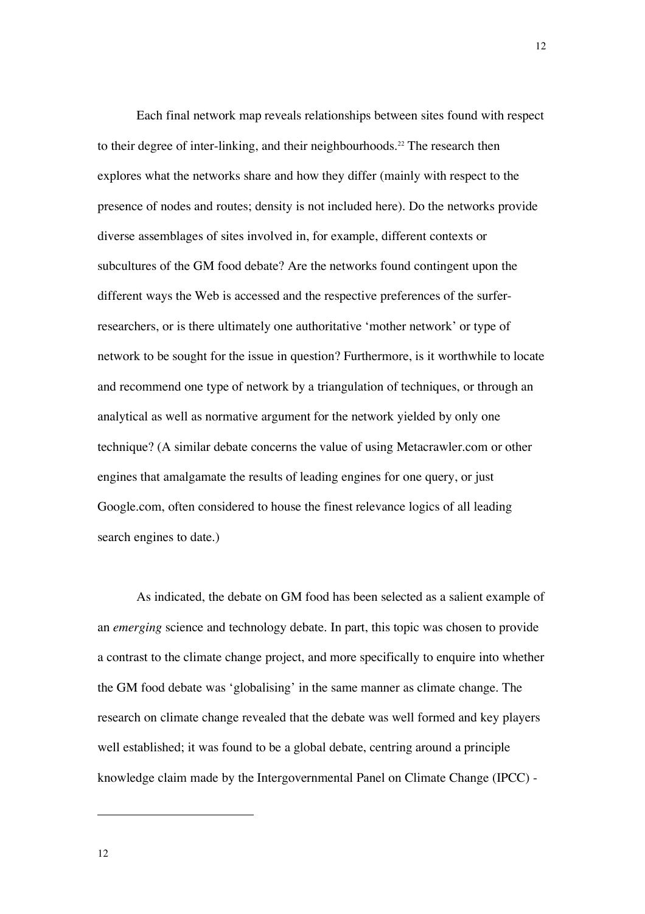Each final network map reveals relationships between sites found with respect to their degree of inter-linking, and their neighbourhoods.[22] The research then explores what the networks share and how they differ (mainly with respect to the presence of nodes and routes; density is not included here). Do the networks provide diverse assemblages of sites involved in, for example, different contexts or subcultures of the GM food debate? Are the networks found contingent upon the different ways the Web is accessed and the respective preferences of the surfer-researchers, or is there ultimately one authoritative 'mother network' or type of network to be sought for the issue in question? Furthermore, is it worthwhile to locate and recommend one type of network by a triangulation of techniques, or through an analytical as well as normative argument for the network yielded by only one technique? (A similar debate concerns the value of using Metacrawler.com or other engines that amalgamate the results of leading engines for one query, or just Google.com, often considered to house the finest relevance logics of all leading search engines to date.)

As indicated, the debate on GM food has been selected as a salient example of an *emerging* science and technology debate. In part, this topic was chosen to provide a contrast to the climate change project, and more specifically to enquire into whether the GM food debate was 'globalising' in the same manner as climate change. The research on climate change revealed that the debate was well formed and key players well established; it was found to be a global debate, centring around a principle knowledge claim made by the Intergovernmental Panel on Climate Change (IPCC) -

12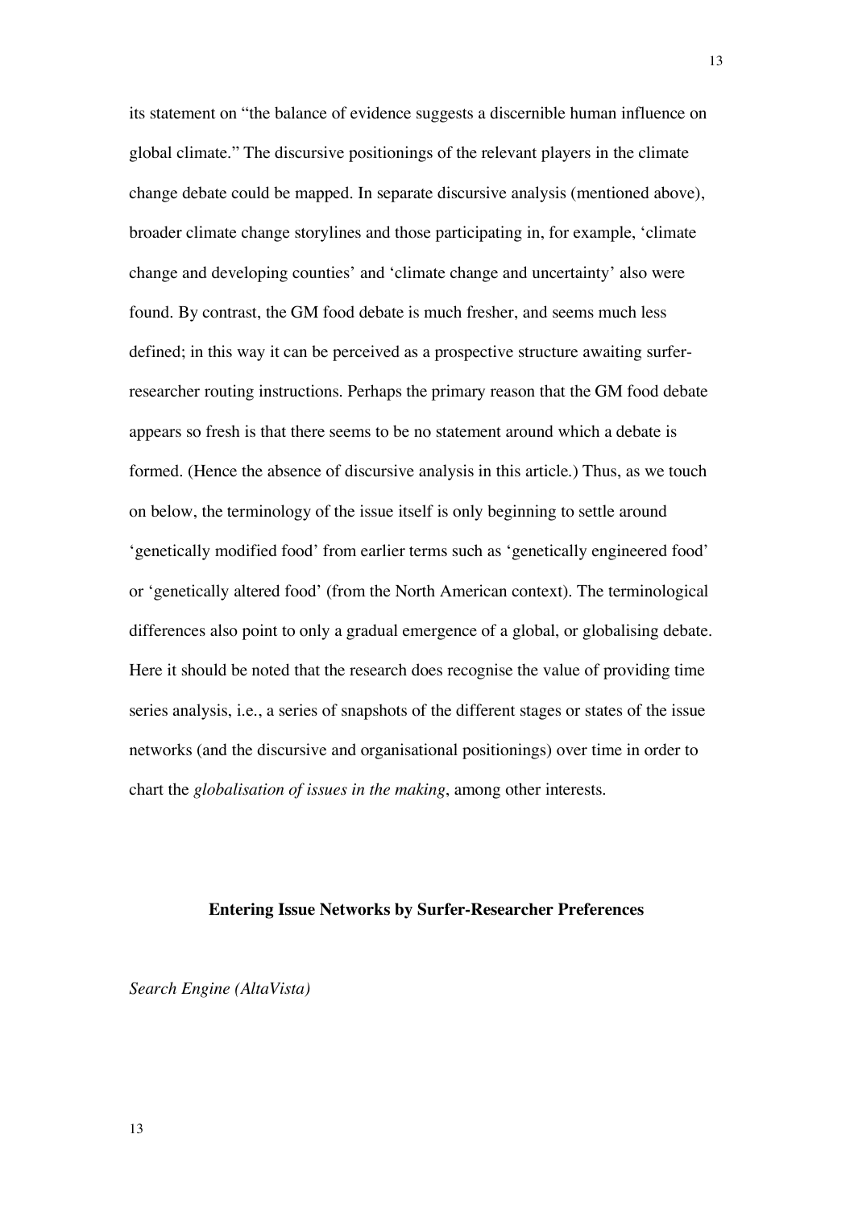its statement on "the balance of evidence suggests a discernible human influence on global climate." The discursive positionings of the relevant players in the climate change debate could be mapped. In separate discursive analysis (mentioned above), broader climate change storylines and those participating in, for example, 'climate change and developing counties' and 'climate change and uncertainty' also were found. By contrast, the GM food debate is much fresher, and seems much less defined; in this way it can be perceived as a prospective structure awaiting surfer-researcher routing instructions. Perhaps the primary reason that the GM food debate appears so fresh is that there seems to be no statement around which a debate is formed. (Hence the absence of discursive analysis in this article.) Thus, as we touch on below, the terminology of the issue itself is only beginning to settle around 'genetically modified food' from earlier terms such as 'genetically engineered food' or 'genetically altered food' (from the North American context). The terminological differences also point to only a gradual emergence of a global, or globalising debate. Here it should be noted that the research does recognise the value of providing time series analysis, i.e., a series of snapshots of the different stages or states of the issue networks (and the discursive and organisational positionings) over time in order to chart the *globalisation of issues in the making*, among other interests.

## Entering Issue Networks by Surfer-Researcher Preferences

*Search Engine (AltaVista)*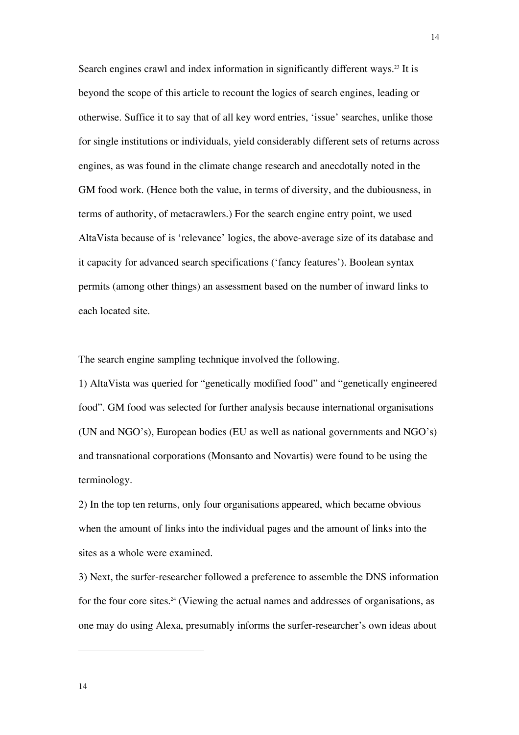Search engines crawl and index information in significantly different ways.[23] It is beyond the scope of this article to recount the logics of search engines, leading or otherwise. Suffice it to say that of all key word entries, 'issue' searches, unlike those for single institutions or individuals, yield considerably different sets of returns across engines, as was found in the climate change research and anecdotally noted in the GM food work. (Hence both the value, in terms of diversity, and the dubiousness, in terms of authority, of metacrawlers.) For the search engine entry point, we used AltaVista because of is 'relevance' logics, the above-average size of its database and it capacity for advanced search specifications ('fancy features'). Boolean syntax permits (among other things) an assessment based on the number of inward links to each located site.

The search engine sampling technique involved the following.

1) AltaVista was queried for "genetically modified food" and "genetically engineered food". GM food was selected for further analysis because international organisations (UN and NGO's), European bodies (EU as well as national governments and NGO's) and transnational corporations (Monsanto and Novartis) were found to be using the terminology.

2) In the top ten returns, only four organisations appeared, which became obvious when the amount of links into the individual pages and the amount of links into the sites as a whole were examined.

3) Next, the surfer-researcher followed a preference to assemble the DNS information for the four core sites.[24] (Viewing the actual names and addresses of organisations, as one may do using Alexa, presumably informs the surfer-researcher's own ideas about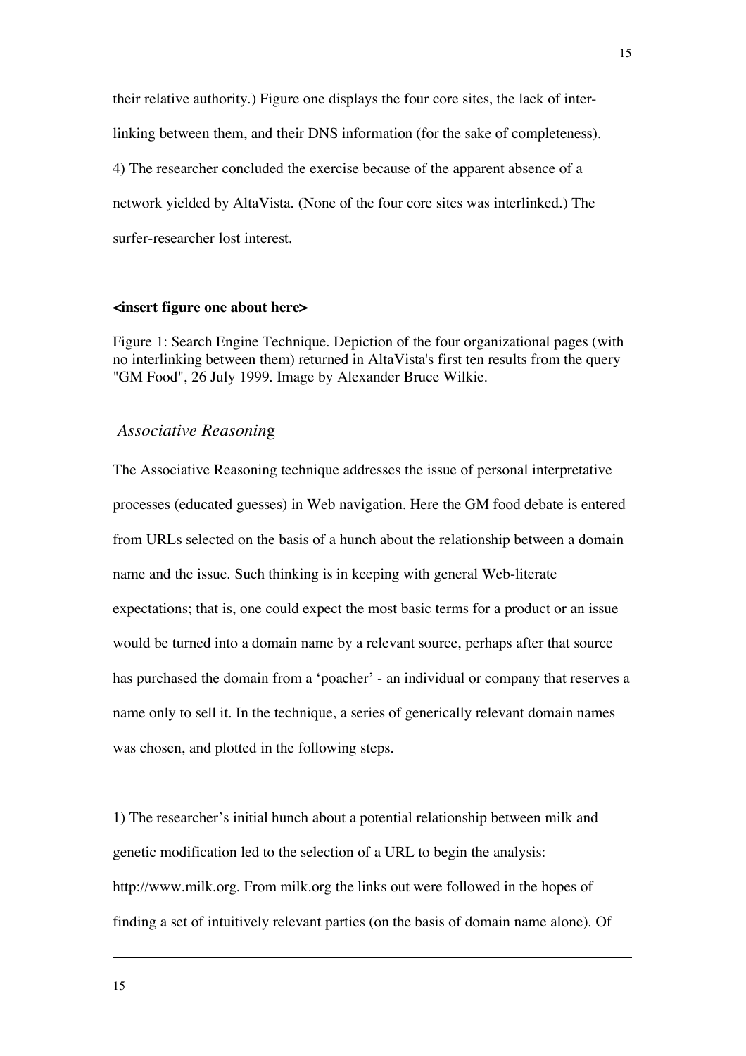their relative authority.) Figure one displays the four core sites, the lack of inter-linking between them, and their DNS information (for the sake of completeness).

4) The researcher concluded the exercise because of the apparent absence of a network yielded by AltaVista. (None of the four core sites was interlinked.) The surfer-researcher lost interest.

**<insert figure one about here>**

Figure 1: Search Engine Technique. Depiction of the four organizational pages (with no interlinking between them) returned in AltaVista's first ten results from the query "GM Food", 26 July 1999. Image by Alexander Bruce Wilkie.

### *Associative Reasoning*

The Associative Reasoning technique addresses the issue of personal interpretative processes (educated guesses) in Web navigation. Here the GM food debate is entered from URLs selected on the basis of a hunch about the relationship between a domain name and the issue. Such thinking is in keeping with general Web-literate expectations; that is, one could expect the most basic terms for a product or an issue would be turned into a domain name by a relevant source, perhaps after that source has purchased the domain from a 'poacher' - an individual or company that reserves a name only to sell it. In the technique, a series of generically relevant domain names was chosen, and plotted in the following steps.

1) The researcher's initial hunch about a potential relationship between milk and genetic modification led to the selection of a URL to begin the analysis: http://www.milk.org. From milk.org the links out were followed in the hopes of finding a set of intuitively relevant parties (on the basis of domain name alone). Of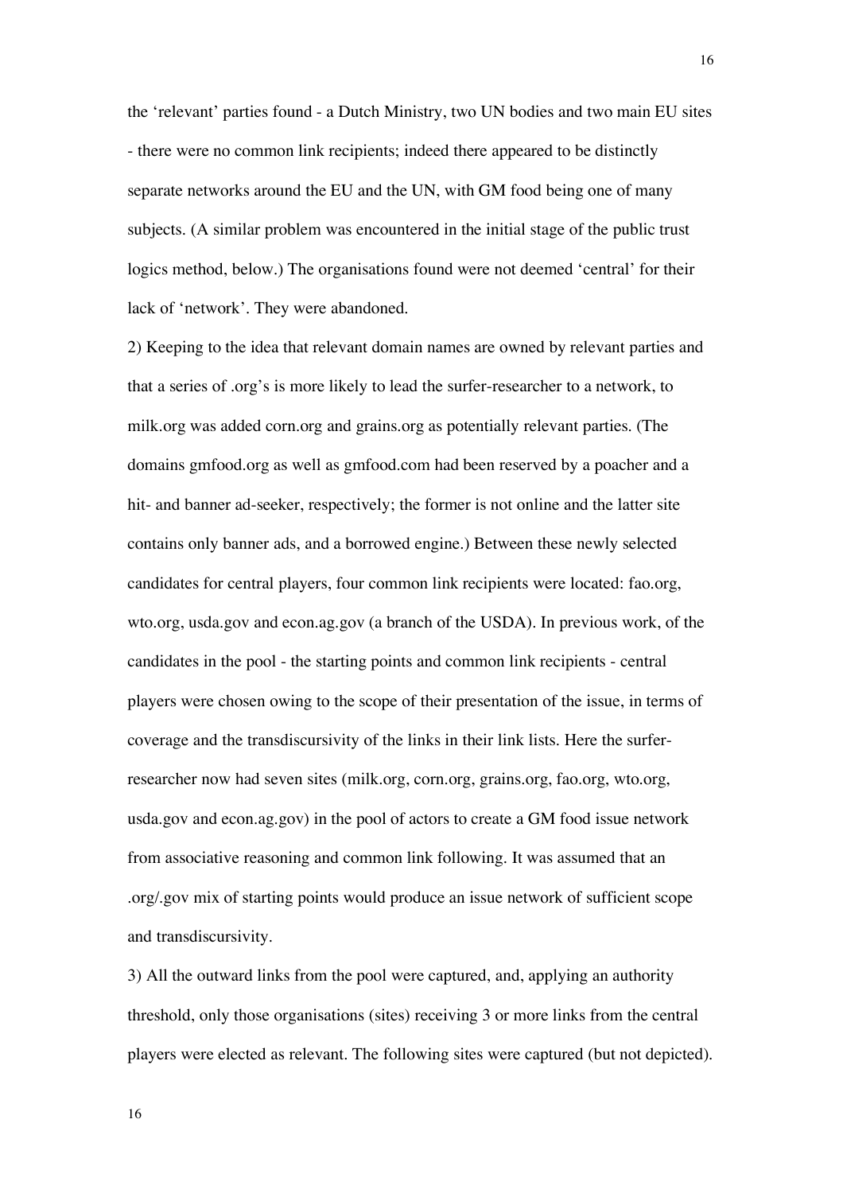the ‘relevant’ parties found - a Dutch Ministry, two UN bodies and two main EU sites - there were no common link recipients; indeed there appeared to be distinctly separate networks around the EU and the UN, with GM food being one of many subjects. (A similar problem was encountered in the initial stage of the public trust logics method, below.) The organisations found were not deemed ‘central’ for their lack of ‘network’. They were abandoned.

2) Keeping to the idea that relevant domain names are owned by relevant parties and that a series of .org’s is more likely to lead the surfer-researcher to a network, to milk.org was added corn.org and grains.org as potentially relevant parties. (The domains gmfood.org as well as gmfood.com had been reserved by a poacher and a hit- and banner ad-seeker, respectively; the former is not online and the latter site contains only banner ads, and a borrowed engine.) Between these newly selected candidates for central players, four common link recipients were located: fao.org, wto.org, usda.gov and econ.ag.gov (a branch of the USDA). In previous work, of the candidates in the pool - the starting points and common link recipients - central players were chosen owing to the scope of their presentation of the issue, in terms of coverage and the transdiscursivity of the links in their link lists. Here the surfer-researcher now had seven sites (milk.org, corn.org, grains.org, fao.org, wto.org, usda.gov and econ.ag.gov) in the pool of actors to create a GM food issue network from associative reasoning and common link following. It was assumed that an .org/.gov mix of starting points would produce an issue network of sufficient scope and transdiscursivity.

3) All the outward links from the pool were captured, and, applying an authority threshold, only those organisations (sites) receiving 3 or more links from the central players were elected as relevant. The following sites were captured (but not depicted).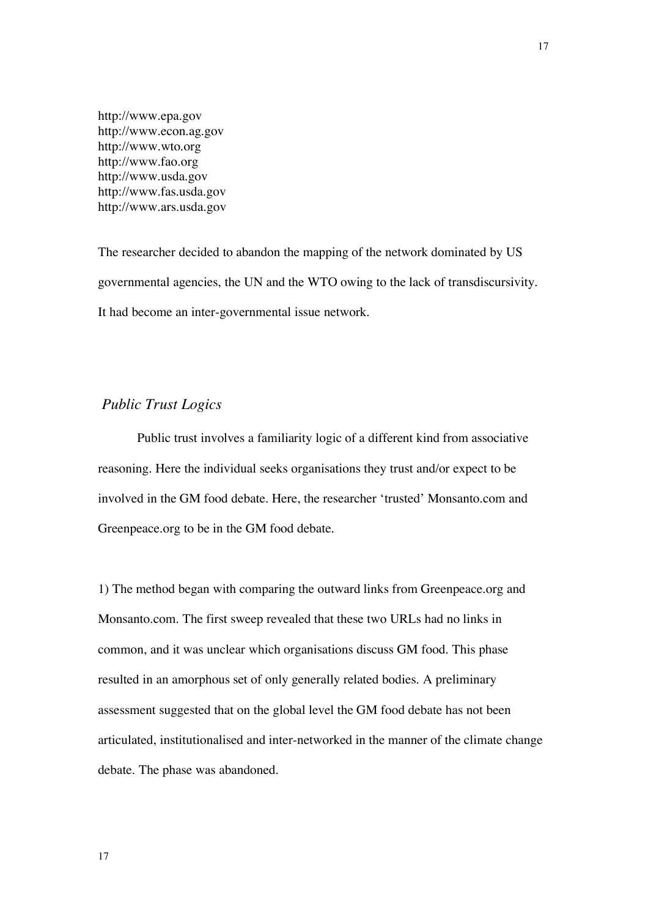http://www.epa.gov
http://www.econ.ag.gov
http://www.wto.org
http://www.fao.org
http://www.usda.gov
http://www.fas.usda.gov
http://www.ars.usda.gov

The researcher decided to abandon the mapping of the network dominated by US governmental agencies, the UN and the WTO owing to the lack of transdiscursivity. It had become an inter-governmental issue network.

### *Public Trust Logics*

Public trust involves a familiarity logic of a different kind from associative reasoning. Here the individual seeks organisations they trust and/or expect to be involved in the GM food debate. Here, the researcher 'trusted' Monsanto.com and Greenpeace.org to be in the GM food debate.

1) The method began with comparing the outward links from Greenpeace.org and Monsanto.com. The first sweep revealed that these two URLs had no links in common, and it was unclear which organisations discuss GM food. This phase resulted in an amorphous set of only generally related bodies. A preliminary assessment suggested that on the global level the GM food debate has not been articulated, institutionalised and inter-networked in the manner of the climate change debate. The phase was abandoned.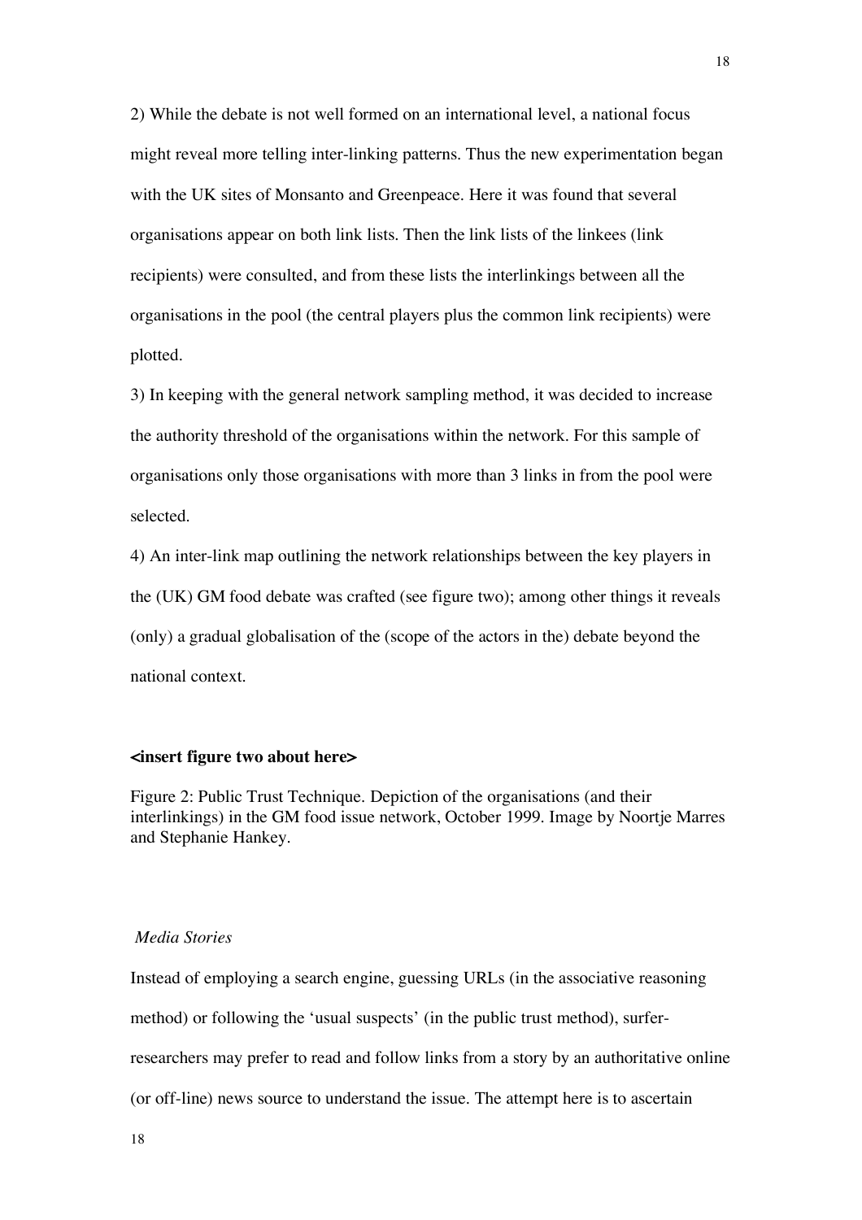2) While the debate is not well formed on an international level, a national focus might reveal more telling inter-linking patterns. Thus the new experimentation began with the UK sites of Monsanto and Greenpeace. Here it was found that several organisations appear on both link lists. Then the link lists of the linkees (link recipients) were consulted, and from these lists the interlinkings between all the organisations in the pool (the central players plus the common link recipients) were plotted.

3) In keeping with the general network sampling method, it was decided to increase the authority threshold of the organisations within the network. For this sample of organisations only those organisations with more than 3 links in from the pool were selected.

4) An inter-link map outlining the network relationships between the key players in the (UK) GM food debate was crafted (see figure two); among other things it reveals (only) a gradual globalisation of the (scope of the actors in the) debate beyond the national context.

**<insert figure two about here>**

Figure 2: Public Trust Technique. Depiction of the organisations (and their interlinkings) in the GM food issue network, October 1999. Image by Noortje Marres and Stephanie Hankey.

*Media Stories*

Instead of employing a search engine, guessing URLs (in the associative reasoning method) or following the 'usual suspects' (in the public trust method), surfer-researchers may prefer to read and follow links from a story by an authoritative online (or off-line) news source to understand the issue. The attempt here is to ascertain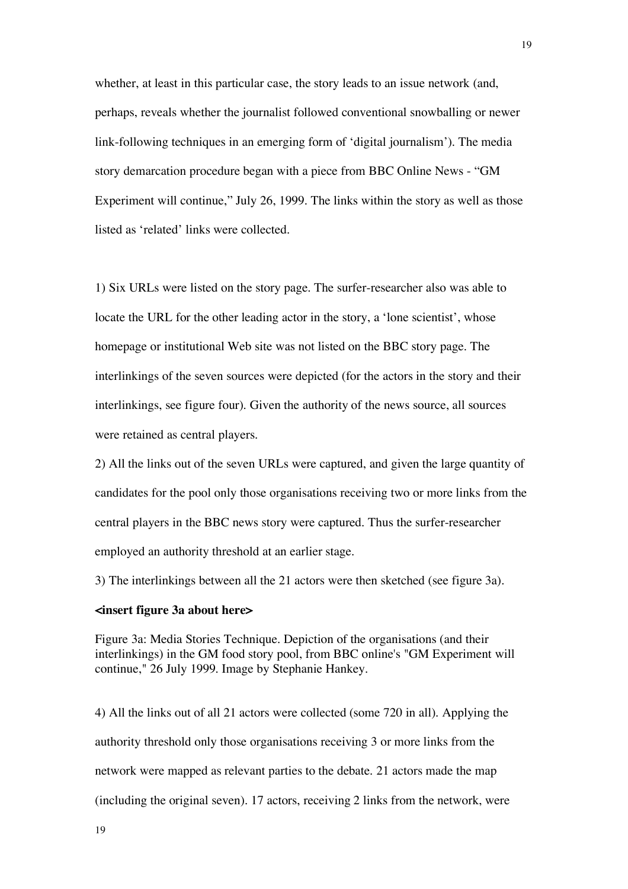whether, at least in this particular case, the story leads to an issue network (and, perhaps, reveals whether the journalist followed conventional snowballing or newer link-following techniques in an emerging form of 'digital journalism'). The media story demarcation procedure began with a piece from BBC Online News - "GM Experiment will continue," July 26, 1999. The links within the story as well as those listed as 'related' links were collected.

1) Six URLs were listed on the story page. The surfer-researcher also was able to locate the URL for the other leading actor in the story, a 'lone scientist', whose homepage or institutional Web site was not listed on the BBC story page. The interlinkings of the seven sources were depicted (for the actors in the story and their interlinkings, see figure four). Given the authority of the news source, all sources were retained as central players.

2) All the links out of the seven URLs were captured, and given the large quantity of candidates for the pool only those organisations receiving two or more links from the central players in the BBC news story were captured. Thus the surfer-researcher employed an authority threshold at an earlier stage.

3) The interlinkings between all the 21 actors were then sketched (see figure 3a).

**<insert figure 3a about here>**

Figure 3a: Media Stories Technique. Depiction of the organisations (and their interlinkings) in the GM food story pool, from BBC online's "GM Experiment will continue," 26 July 1999. Image by Stephanie Hankey.

4) All the links out of all 21 actors were collected (some 720 in all). Applying the authority threshold only those organisations receiving 3 or more links from the network were mapped as relevant parties to the debate. 21 actors made the map (including the original seven). 17 actors, receiving 2 links from the network, were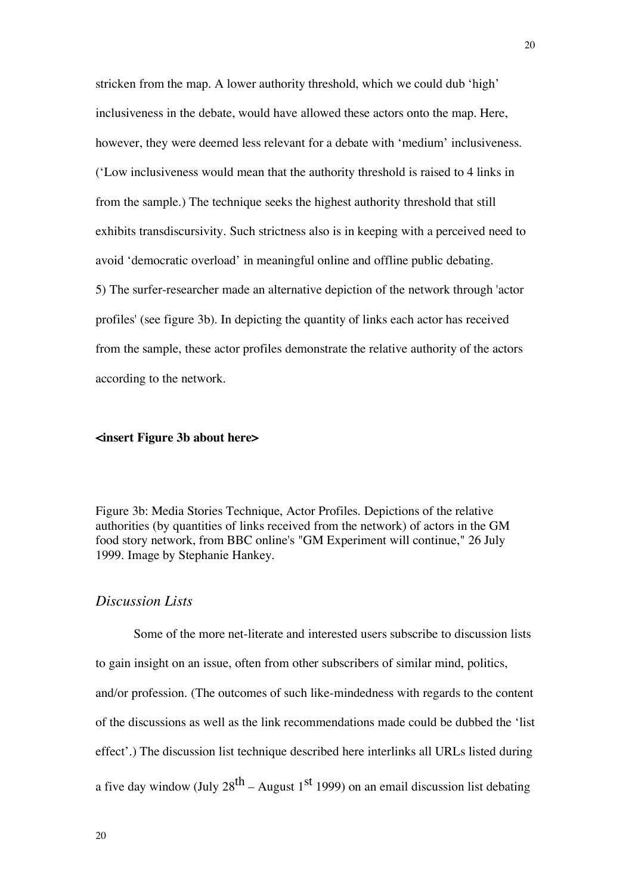stricken from the map. A lower authority threshold, which we could dub 'high' inclusiveness in the debate, would have allowed these actors onto the map. Here, however, they were deemed less relevant for a debate with 'medium' inclusiveness. ('Low inclusiveness would mean that the authority threshold is raised to 4 links in from the sample.) The technique seeks the highest authority threshold that still exhibits transdiscursivity. Such strictness also is in keeping with a perceived need to avoid 'democratic overload' in meaningful online and offline public debating.

5) The surfer-researcher made an alternative depiction of the network through 'actor profiles' (see figure 3b). In depicting the quantity of links each actor has received from the sample, these actor profiles demonstrate the relative authority of the actors according to the network.

**<insert Figure 3b about here>**

Figure 3b: Media Stories Technique, Actor Profiles. Depictions of the relative authorities (by quantities of links received from the network) of actors in the GM food story network, from BBC online's "GM Experiment will continue," 26 July 1999. Image by Stephanie Hankey.

## *Discussion Lists*

Some of the more net-literate and interested users subscribe to discussion lists to gain insight on an issue, often from other subscribers of similar mind, politics, and/or profession. (The outcomes of such like-mindedness with regards to the content of the discussions as well as the link recommendations made could be dubbed the 'list effect'.) The discussion list technique described here interlinks all URLs listed during a five day window (July 28th – August 1st 1999) on an email discussion list debating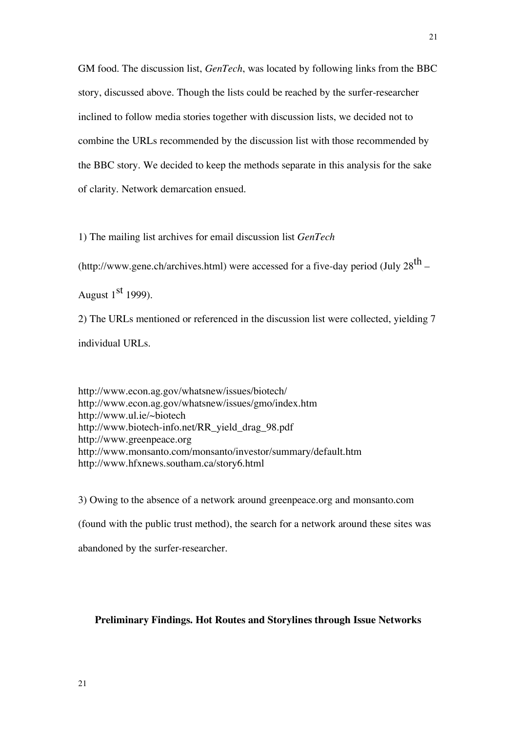GM food. The discussion list, *GenTech*, was located by following links from the BBC story, discussed above. Though the lists could be reached by the surfer-researcher inclined to follow media stories together with discussion lists, we decided not to combine the URLs recommended by the discussion list with those recommended by the BBC story. We decided to keep the methods separate in this analysis for the sake of clarity. Network demarcation ensued.

1) The mailing list archives for email discussion list *GenTech* (http://www.gene.ch/archives.html) were accessed for a five-day period (July 28th – August 1st 1999).

2) The URLs mentioned or referenced in the discussion list were collected, yielding 7 individual URLs.

http://www.econ.ag.gov/whatsnew/issues/biotech/
http://www.econ.ag.gov/whatsnew/issues/gmo/index.htm
http://www.ul.ie/~biotech
http://www.biotech-info.net/RR_yield_drag_98.pdf
http://www.greenpeace.org
http://www.monsanto.com/monsanto/investor/summary/default.htm
http://www.hfxnews.southam.ca/story6.html

3) Owing to the absence of a network around greenpeace.org and monsanto.com (found with the public trust method), the search for a network around these sites was abandoned by the surfer-researcher.

**Preliminary Findings. Hot Routes and Storylines through Issue Networks**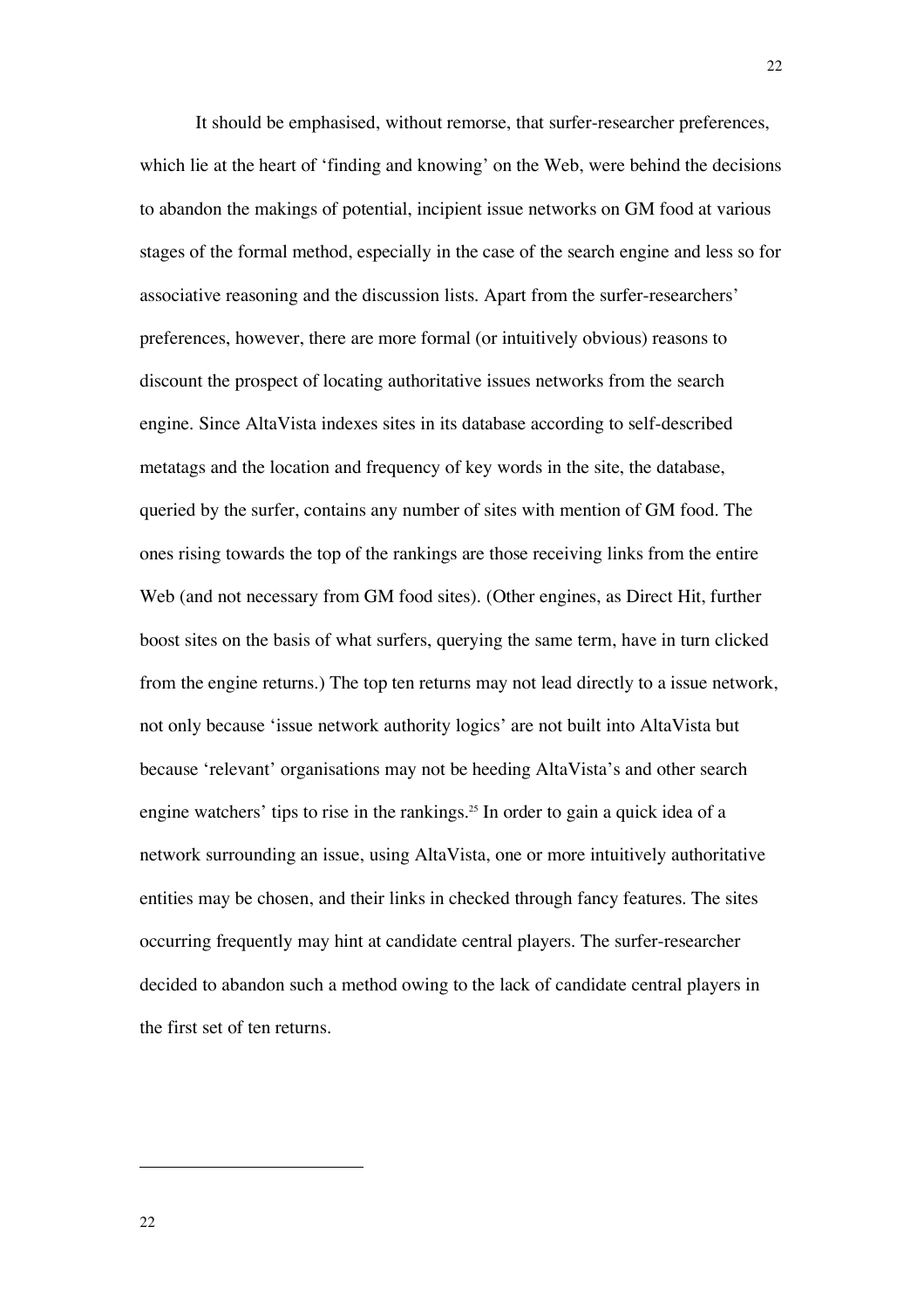It should be emphasised, without remorse, that surfer-researcher preferences, which lie at the heart of 'finding and knowing' on the Web, were behind the decisions to abandon the makings of potential, incipient issue networks on GM food at various stages of the formal method, especially in the case of the search engine and less so for associative reasoning and the discussion lists. Apart from the surfer-researchers' preferences, however, there are more formal (or intuitively obvious) reasons to discount the prospect of locating authoritative issues networks from the search engine. Since AltaVista indexes sites in its database according to self-described metatags and the location and frequency of key words in the site, the database, queried by the surfer, contains any number of sites with mention of GM food. The ones rising towards the top of the rankings are those receiving links from the entire Web (and not necessary from GM food sites). (Other engines, as Direct Hit, further boost sites on the basis of what surfers, querying the same term, have in turn clicked from the engine returns.) The top ten returns may not lead directly to a issue network, not only because 'issue network authority logics' are not built into AltaVista but because 'relevant' organisations may not be heeding AltaVista's and other search engine watchers' tips to rise in the rankings.[25] In order to gain a quick idea of a network surrounding an issue, using AltaVista, one or more intuitively authoritative entities may be chosen, and their links in checked through fancy features. The sites occurring frequently may hint at candidate central players. The surfer-researcher decided to abandon such a method owing to the lack of candidate central players in the first set of ten returns.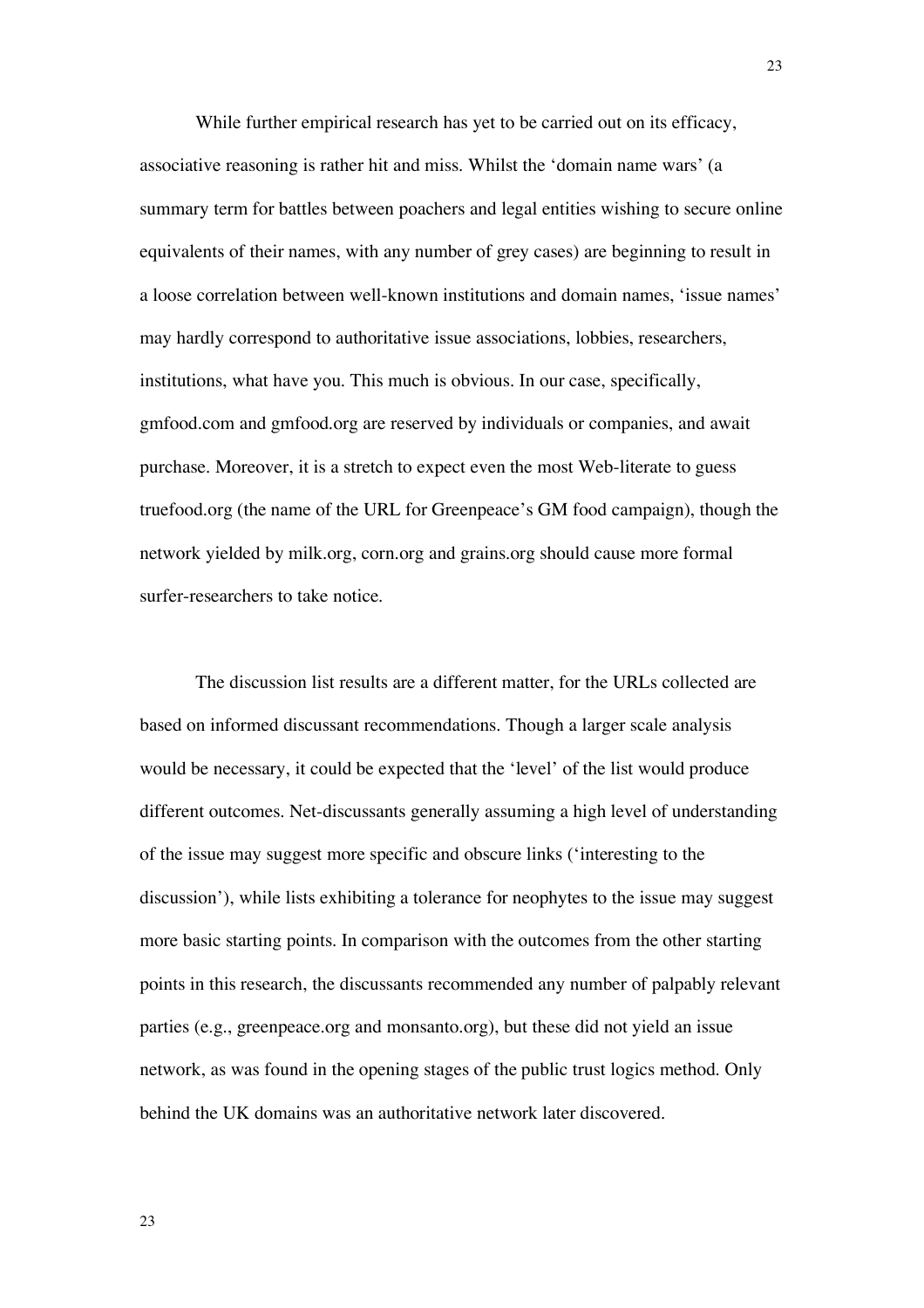While further empirical research has yet to be carried out on its efficacy, associative reasoning is rather hit and miss. Whilst the 'domain name wars' (a summary term for battles between poachers and legal entities wishing to secure online equivalents of their names, with any number of grey cases) are beginning to result in a loose correlation between well-known institutions and domain names, 'issue names' may hardly correspond to authoritative issue associations, lobbies, researchers, institutions, what have you. This much is obvious. In our case, specifically, gmfood.com and gmfood.org are reserved by individuals or companies, and await purchase. Moreover, it is a stretch to expect even the most Web-literate to guess truefood.org (the name of the URL for Greenpeace's GM food campaign), though the network yielded by milk.org, corn.org and grains.org should cause more formal surfer-researchers to take notice.

The discussion list results are a different matter, for the URLs collected are based on informed discussant recommendations. Though a larger scale analysis would be necessary, it could be expected that the 'level' of the list would produce different outcomes. Net-discussants generally assuming a high level of understanding of the issue may suggest more specific and obscure links ('interesting to the discussion'), while lists exhibiting a tolerance for neophytes to the issue may suggest more basic starting points. In comparison with the outcomes from the other starting points in this research, the discussants recommended any number of palpably relevant parties (e.g., greenpeace.org and monsanto.org), but these did not yield an issue network, as was found in the opening stages of the public trust logics method. Only behind the UK domains was an authoritative network later discovered.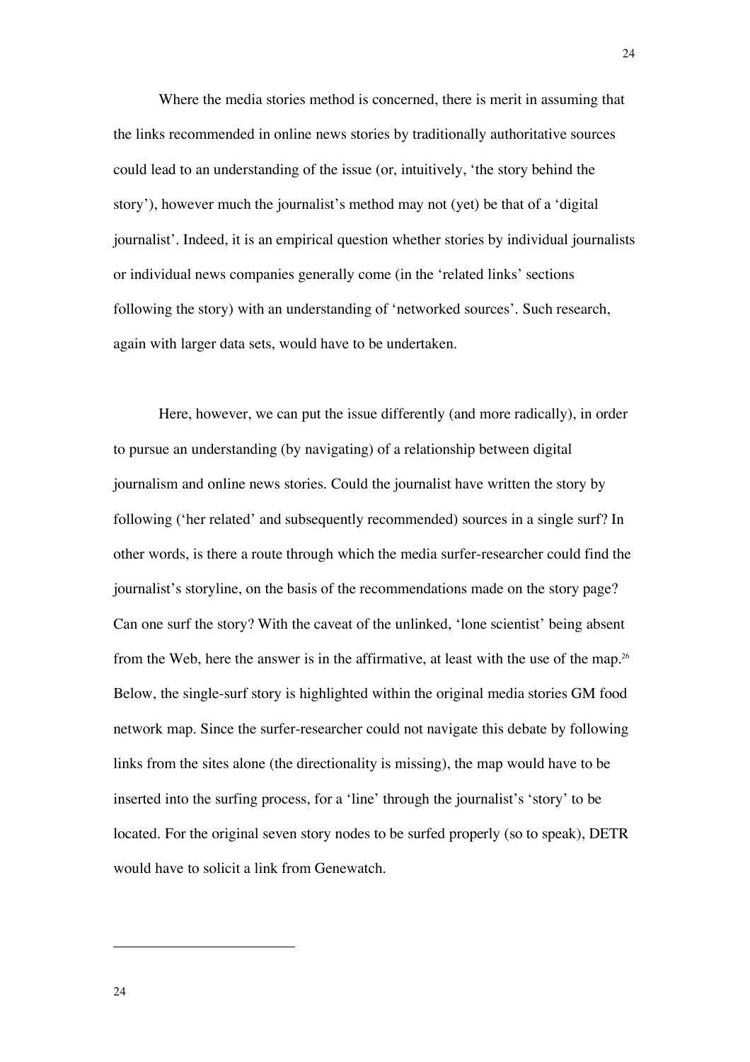Where the media stories method is concerned, there is merit in assuming that the links recommended in online news stories by traditionally authoritative sources could lead to an understanding of the issue (or, intuitively, 'the story behind the story'), however much the journalist's method may not (yet) be that of a 'digital journalist'. Indeed, it is an empirical question whether stories by individual journalists or individual news companies generally come (in the 'related links' sections following the story) with an understanding of 'networked sources'. Such research, again with larger data sets, would have to be undertaken.

Here, however, we can put the issue differently (and more radically), in order to pursue an understanding (by navigating) of a relationship between digital journalism and online news stories. Could the journalist have written the story by following ('her related' and subsequently recommended) sources in a single surf? In other words, is there a route through which the media surfer-researcher could find the journalist's storyline, on the basis of the recommendations made on the story page? Can one surf the story? With the caveat of the unlinked, 'lone scientist' being absent from the Web, here the answer is in the affirmative, at least with the use of the map.[26] Below, the single-surf story is highlighted within the original media stories GM food network map. Since the surfer-researcher could not navigate this debate by following links from the sites alone (the directionality is missing), the map would have to be inserted into the surfing process, for a 'line' through the journalist's 'story' to be located. For the original seven story nodes to be surfed properly (so to speak), DETR would have to solicit a link from Genewatch.

---

24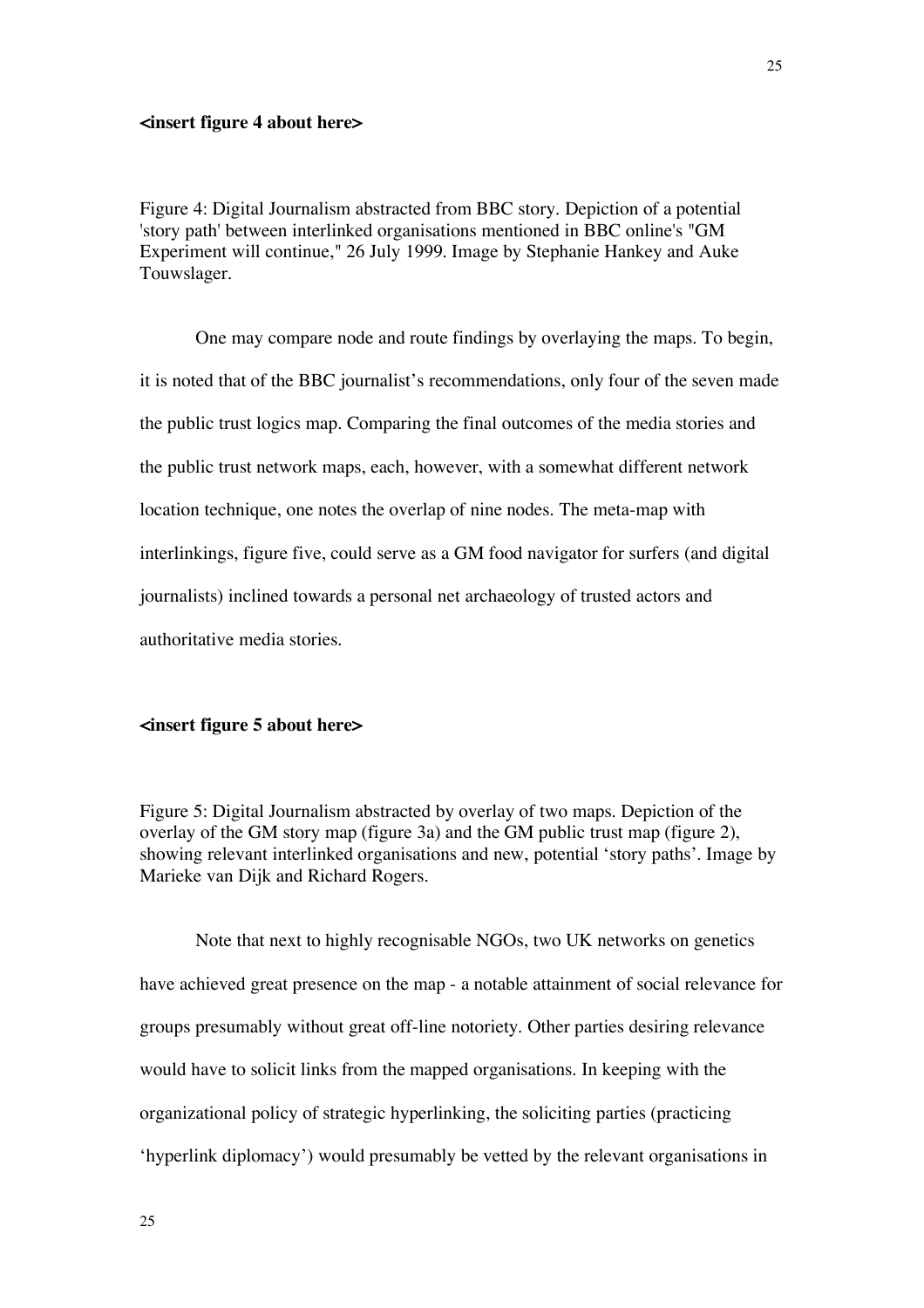**<insert figure 4 about here>**

Figure 4: Digital Journalism abstracted from BBC story. Depiction of a potential 'story path' between interlinked organisations mentioned in BBC online's "GM Experiment will continue," 26 July 1999. Image by Stephanie Hankey and Auke Touwslager.

One may compare node and route findings by overlaying the maps. To begin, it is noted that of the BBC journalist's recommendations, only four of the seven made the public trust logics map. Comparing the final outcomes of the media stories and the public trust network maps, each, however, with a somewhat different network location technique, one notes the overlap of nine nodes. The meta-map with interlinkings, figure five, could serve as a GM food navigator for surfers (and digital journalists) inclined towards a personal net archaeology of trusted actors and authoritative media stories.

**<insert figure 5 about here>**

Figure 5: Digital Journalism abstracted by overlay of two maps. Depiction of the overlay of the GM story map (figure 3a) and the GM public trust map (figure 2), showing relevant interlinked organisations and new, potential 'story paths'. Image by Marieke van Dijk and Richard Rogers.

Note that next to highly recognisable NGOs, two UK networks on genetics have achieved great presence on the map - a notable attainment of social relevance for groups presumably without great off-line notoriety. Other parties desiring relevance would have to solicit links from the mapped organisations. In keeping with the organizational policy of strategic hyperlinking, the soliciting parties (practicing 'hyperlink diplomacy') would presumably be vetted by the relevant organisations in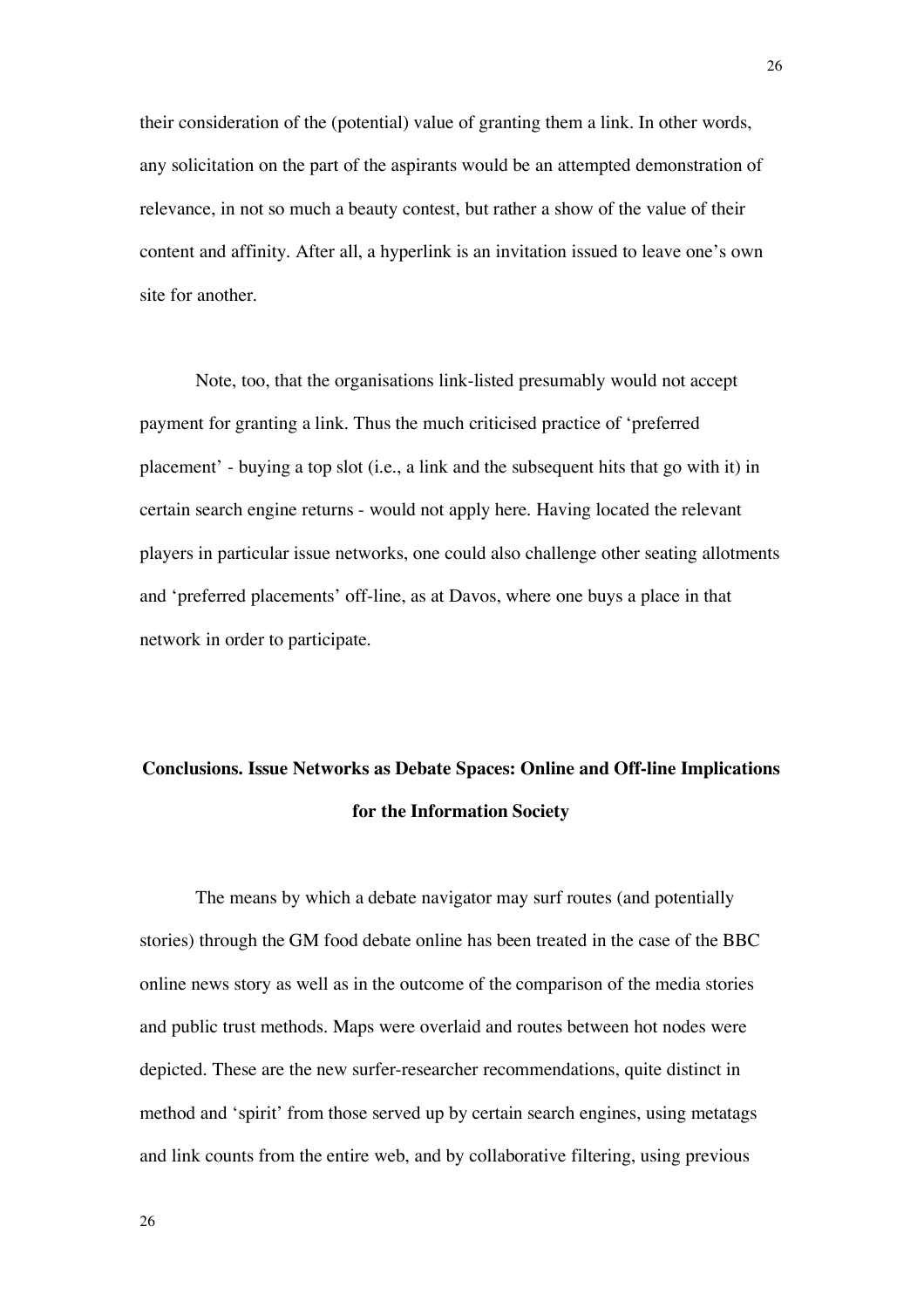their consideration of the (potential) value of granting them a link. In other words, any solicitation on the part of the aspirants would be an attempted demonstration of relevance, in not so much a beauty contest, but rather a show of the value of their content and affinity. After all, a hyperlink is an invitation issued to leave one's own site for another.

Note, too, that the organisations link-listed presumably would not accept payment for granting a link. Thus the much criticised practice of 'preferred placement' - buying a top slot (i.e., a link and the subsequent hits that go with it) in certain search engine returns - would not apply here. Having located the relevant players in particular issue networks, one could also challenge other seating allotments and 'preferred placements' off-line, as at Davos, where one buys a place in that network in order to participate.

## Conclusions. Issue Networks as Debate Spaces: Online and Off-line Implications for the Information Society

The means by which a debate navigator may surf routes (and potentially stories) through the GM food debate online has been treated in the case of the BBC online news story as well as in the outcome of the comparison of the media stories and public trust methods. Maps were overlaid and routes between hot nodes were depicted. These are the new surfer-researcher recommendations, quite distinct in method and 'spirit' from those served up by certain search engines, using metatags and link counts from the entire web, and by collaborative filtering, using previous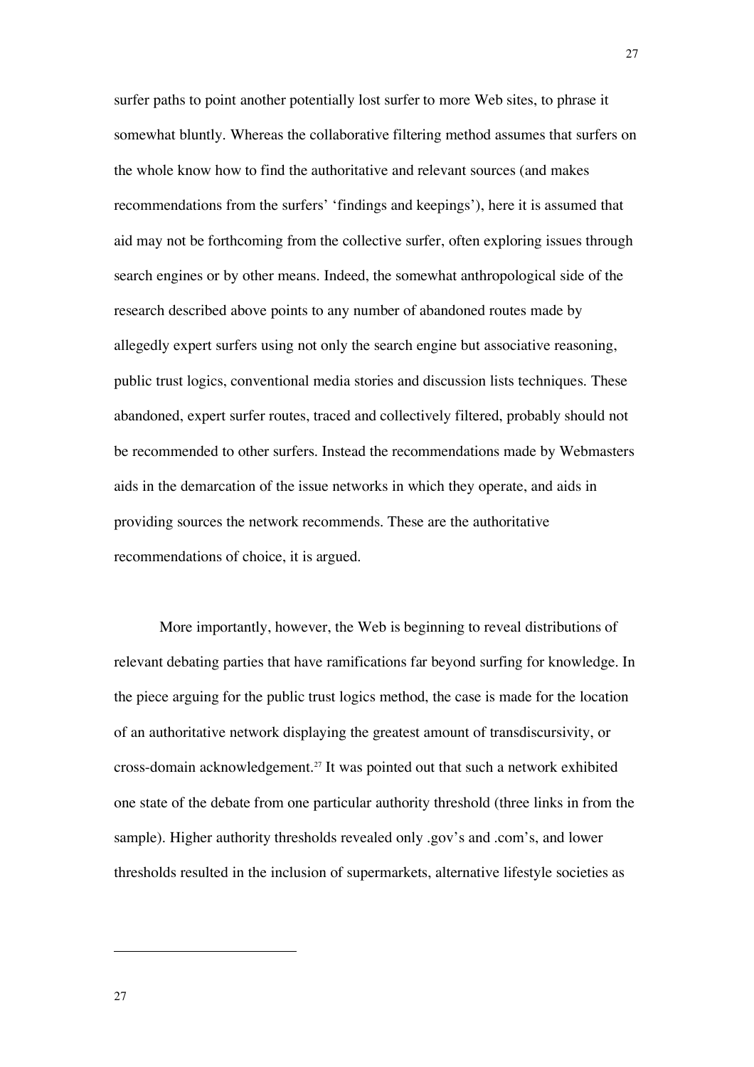surfer paths to point another potentially lost surfer to more Web sites, to phrase it somewhat bluntly. Whereas the collaborative filtering method assumes that surfers on the whole know how to find the authoritative and relevant sources (and makes recommendations from the surfers' 'findings and keepings'), here it is assumed that aid may not be forthcoming from the collective surfer, often exploring issues through search engines or by other means. Indeed, the somewhat anthropological side of the research described above points to any number of abandoned routes made by allegedly expert surfers using not only the search engine but associative reasoning, public trust logics, conventional media stories and discussion lists techniques. These abandoned, expert surfer routes, traced and collectively filtered, probably should not be recommended to other surfers. Instead the recommendations made by Webmasters aids in the demarcation of the issue networks in which they operate, and aids in providing sources the network recommends. These are the authoritative recommendations of choice, it is argued.

More importantly, however, the Web is beginning to reveal distributions of relevant debating parties that have ramifications far beyond surfing for knowledge. In the piece arguing for the public trust logics method, the case is made for the location of an authoritative network displaying the greatest amount of transdiscursivity, or cross-domain acknowledgement.[27] It was pointed out that such a network exhibited one state of the debate from one particular authority threshold (three links in from the sample). Higher authority thresholds revealed only .gov's and .com's, and lower thresholds resulted in the inclusion of supermarkets, alternative lifestyle societies as

---

27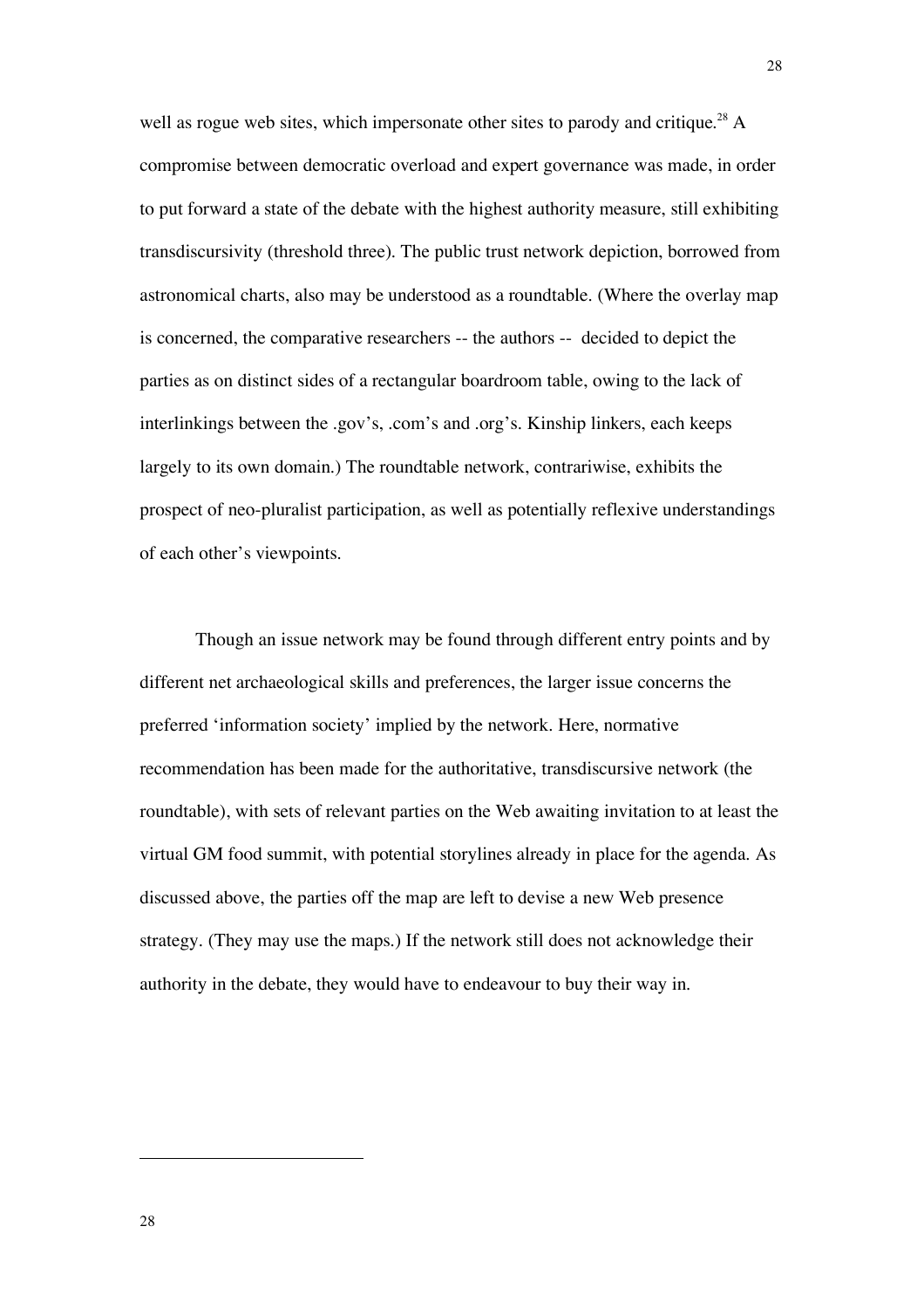well as rogue web sites, which impersonate other sites to parody and critique.[28] A compromise between democratic overload and expert governance was made, in order to put forward a state of the debate with the highest authority measure, still exhibiting transdiscursivity (threshold three). The public trust network depiction, borrowed from astronomical charts, also may be understood as a roundtable. (Where the overlay map is concerned, the comparative researchers -- the authors -- decided to depict the parties as on distinct sides of a rectangular boardroom table, owing to the lack of interlinkings between the .gov's, .com's and .org's. Kinship linkers, each keeps largely to its own domain.) The roundtable network, contrariwise, exhibits the prospect of neo-pluralist participation, as well as potentially reflexive understandings of each other's viewpoints.

Though an issue network may be found through different entry points and by different net archaeological skills and preferences, the larger issue concerns the preferred 'information society' implied by the network. Here, normative recommendation has been made for the authoritative, transdiscursive network (the roundtable), with sets of relevant parties on the Web awaiting invitation to at least the virtual GM food summit, with potential storylines already in place for the agenda. As discussed above, the parties off the map are left to devise a new Web presence strategy. (They may use the maps.) If the network still does not acknowledge their authority in the debate, they would have to endeavour to buy their way in.

---

[28]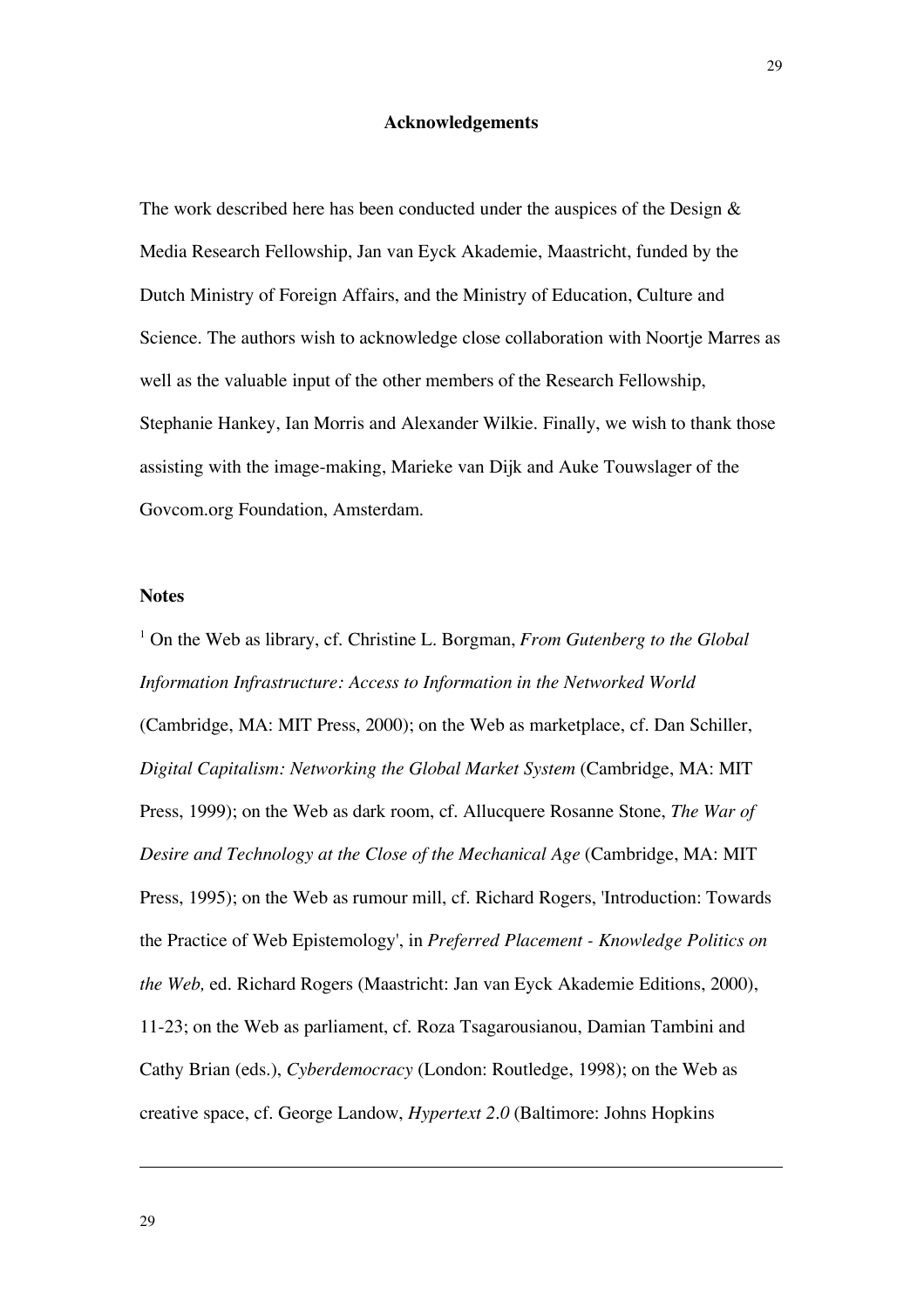## Acknowledgements

The work described here has been conducted under the auspices of the Design & Media Research Fellowship, Jan van Eyck Akademie, Maastricht, funded by the Dutch Ministry of Foreign Affairs, and the Ministry of Education, Culture and Science. The authors wish to acknowledge close collaboration with Noortje Marres as well as the valuable input of the other members of the Research Fellowship, Stephanie Hankey, Ian Morris and Alexander Wilkie. Finally, we wish to thank those assisting with the image-making, Marieke van Dijk and Auke Touwslager of the Govcom.org Foundation, Amsterdam.

## Notes

[1] On the Web as library, cf. Christine L. Borgman, *From Gutenberg to the Global Information Infrastructure: Access to Information in the Networked World* (Cambridge, MA: MIT Press, 2000); on the Web as marketplace, cf. Dan Schiller, *Digital Capitalism: Networking the Global Market System* (Cambridge, MA: MIT Press, 1999); on the Web as dark room, cf. Allucquere Rosanne Stone, *The War of Desire and Technology at the Close of the Mechanical Age* (Cambridge, MA: MIT Press, 1995); on the Web as rumour mill, cf. Richard Rogers, 'Introduction: Towards the Practice of Web Epistemology', in *Preferred Placement - Knowledge Politics on the Web,* ed. Richard Rogers (Maastricht: Jan van Eyck Akademie Editions, 2000), 11-23; on the Web as parliament, cf. Roza Tsagarousianou, Damian Tambini and Cathy Brian (eds.), *Cyberdemocracy* (London: Routledge, 1998); on the Web as creative space, cf. George Landow, *Hypertext 2.0* (Baltimore: Johns Hopkins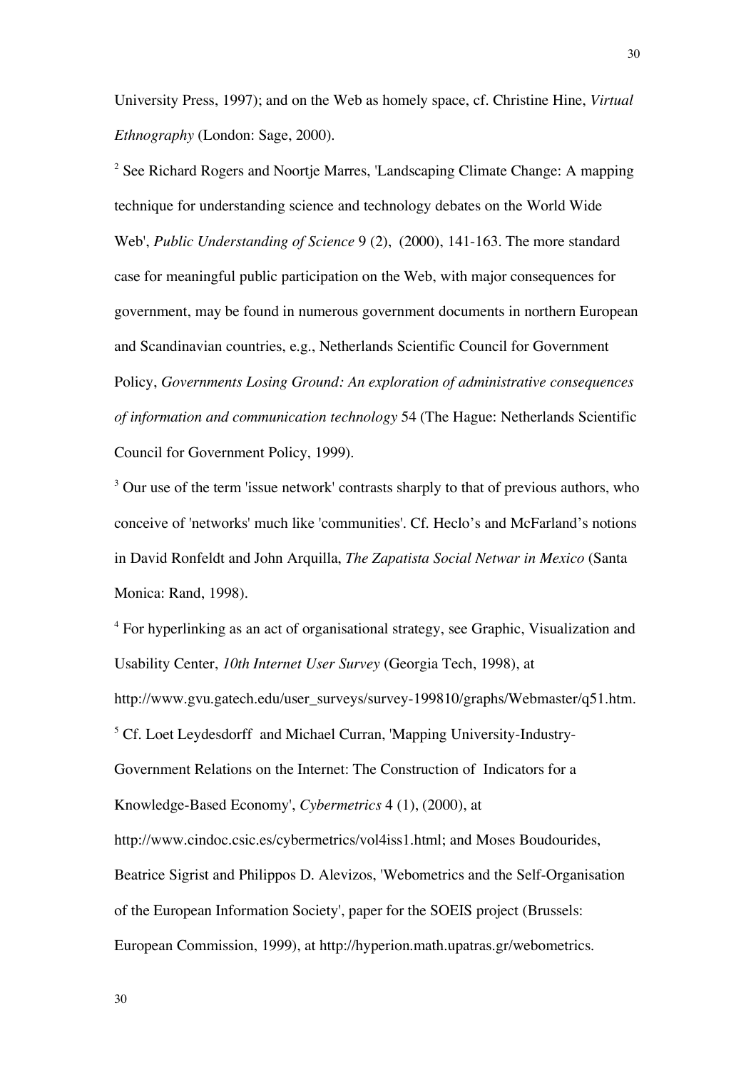University Press, 1997); and on the Web as homely space, cf. Christine Hine, *Virtual Ethnography* (London: Sage, 2000).

[2] See Richard Rogers and Noortje Marres, 'Landscaping Climate Change: A mapping technique for understanding science and technology debates on the World Wide Web', *Public Understanding of Science* 9 (2), (2000), 141-163. The more standard case for meaningful public participation on the Web, with major consequences for government, may be found in numerous government documents in northern European and Scandinavian countries, e.g., Netherlands Scientific Council for Government Policy, *Governments Losing Ground: An exploration of administrative consequences of information and communication technology* 54 (The Hague: Netherlands Scientific Council for Government Policy, 1999).

[3] Our use of the term 'issue network' contrasts sharply to that of previous authors, who conceive of 'networks' much like 'communities'. Cf. Heclo's and McFarland's notions in David Ronfeldt and John Arquilla, *The Zapatista Social Netwar in Mexico* (Santa Monica: Rand, 1998).

[4] For hyperlinking as an act of organisational strategy, see Graphic, Visualization and Usability Center, *10th Internet User Survey* (Georgia Tech, 1998), at http://www.gvu.gatech.edu/user_surveys/survey-199810/graphs/Webmaster/q51.htm.

[5] Cf. Loet Leydesdorff and Michael Curran, 'Mapping University-Industry-Government Relations on the Internet: The Construction of Indicators for a Knowledge-Based Economy', *Cybermetrics* 4 (1), (2000), at http://www.cindoc.csic.es/cybermetrics/vol4iss1.html; and Moses Boudourides, Beatrice Sigrist and Philippos D. Alevizos, 'Webometrics and the Self-Organisation of the European Information Society', paper for the SOEIS project (Brussels: European Commission, 1999), at http://hyperion.math.upatras.gr/webometrics.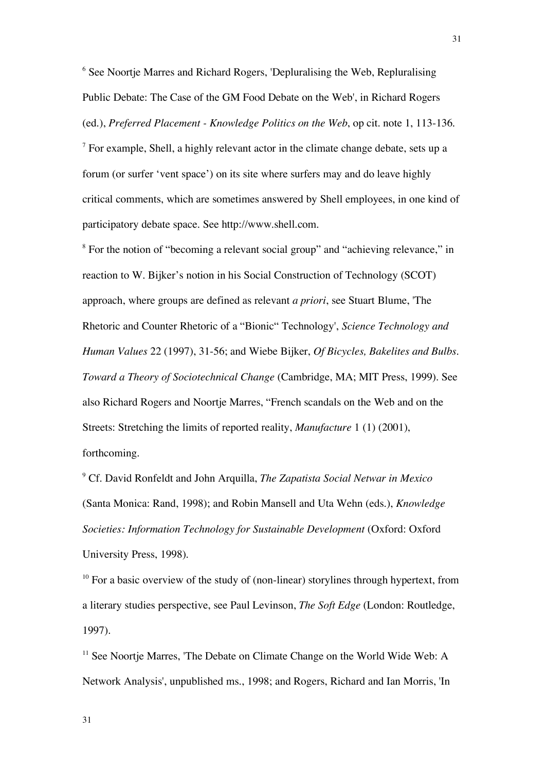[6] See Noortje Marres and Richard Rogers, 'Depluralising the Web, Repluralising Public Debate: The Case of the GM Food Debate on the Web', in Richard Rogers (ed.), *Preferred Placement - Knowledge Politics on the Web*, op cit. note 1, 113-136.

[7] For example, Shell, a highly relevant actor in the climate change debate, sets up a forum (or surfer 'vent space') on its site where surfers may and do leave highly critical comments, which are sometimes answered by Shell employees, in one kind of participatory debate space. See http://www.shell.com.

[8] For the notion of "becoming a relevant social group" and "achieving relevance," in reaction to W. Bijker's notion in his Social Construction of Technology (SCOT) approach, where groups are defined as relevant *a priori*, see Stuart Blume, 'The Rhetoric and Counter Rhetoric of a "Bionic" Technology', *Science Technology and Human Values* 22 (1997), 31-56; and Wiebe Bijker, *Of Bicycles, Bakelites and Bulbs. Toward a Theory of Sociotechnical Change* (Cambridge, MA; MIT Press, 1999). See also Richard Rogers and Noortje Marres, "French scandals on the Web and on the Streets: Stretching the limits of reported reality, *Manufacture* 1 (1) (2001), forthcoming.

[9] Cf. David Ronfeldt and John Arquilla, *The Zapatista Social Netwar in Mexico* (Santa Monica: Rand, 1998); and Robin Mansell and Uta Wehn (eds.), *Knowledge Societies: Information Technology for Sustainable Development* (Oxford: Oxford University Press, 1998).

[10] For a basic overview of the study of (non-linear) storylines through hypertext, from a literary studies perspective, see Paul Levinson, *The Soft Edge* (London: Routledge, 1997).

[11] See Noortje Marres, 'The Debate on Climate Change on the World Wide Web: A Network Analysis', unpublished ms., 1998; and Rogers, Richard and Ian Morris, 'In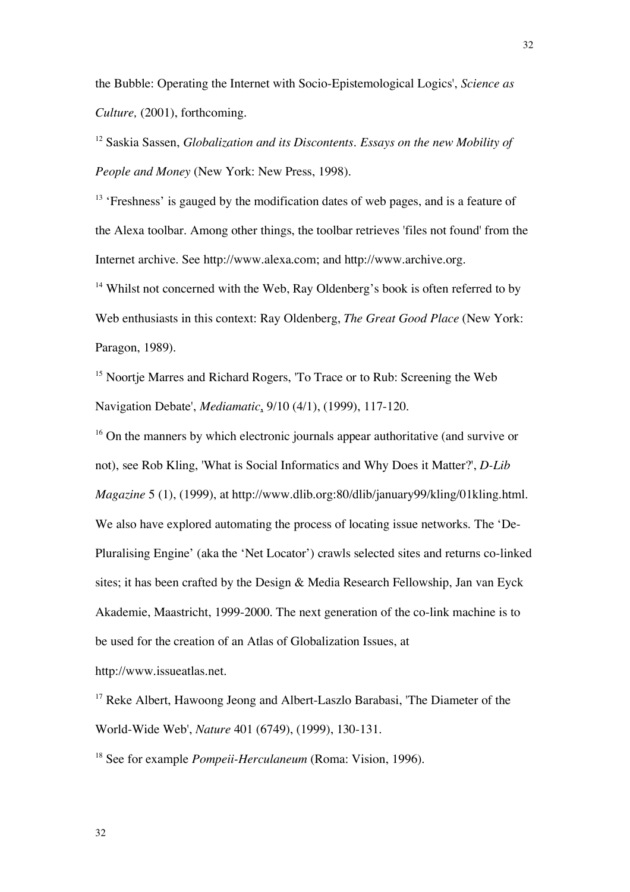the Bubble: Operating the Internet with Socio-Epistemological Logics', *Science as Culture,* (2001), forthcoming.

[12] Saskia Sassen, *Globalization and its Discontents. Essays on the new Mobility of People and Money* (New York: New Press, 1998).

[13] 'Freshness' is gauged by the modification dates of web pages, and is a feature of the Alexa toolbar. Among other things, the toolbar retrieves 'files not found' from the Internet archive. See http://www.alexa.com; and http://www.archive.org.

[14] Whilst not concerned with the Web, Ray Oldenberg's book is often referred to by Web enthusiasts in this context: Ray Oldenberg, *The Great Good Place* (New York: Paragon, 1989).

[15] Noortje Marres and Richard Rogers, 'To Trace or to Rub: Screening the Web Navigation Debate', *Mediamatic*, 9/10 (4/1), (1999), 117-120.

[16] On the manners by which electronic journals appear authoritative (and survive or not), see Rob Kling, 'What is Social Informatics and Why Does it Matter?', *D-Lib Magazine* 5 (1), (1999), at http://www.dlib.org:80/dlib/january99/kling/01kling.html. We also have explored automating the process of locating issue networks. The 'De-Pluralising Engine' (aka the 'Net Locator') crawls selected sites and returns co-linked sites; it has been crafted by the Design & Media Research Fellowship, Jan van Eyck Akademie, Maastricht, 1999-2000. The next generation of the co-link machine is to be used for the creation of an Atlas of Globalization Issues, at http://www.issueatlas.net.

[17] Reke Albert, Hawoong Jeong and Albert-Laszlo Barabasi, 'The Diameter of the World-Wide Web', *Nature* 401 (6749), (1999), 130-131.

[18] See for example *Pompeii-Herculaneum* (Roma: Vision, 1996).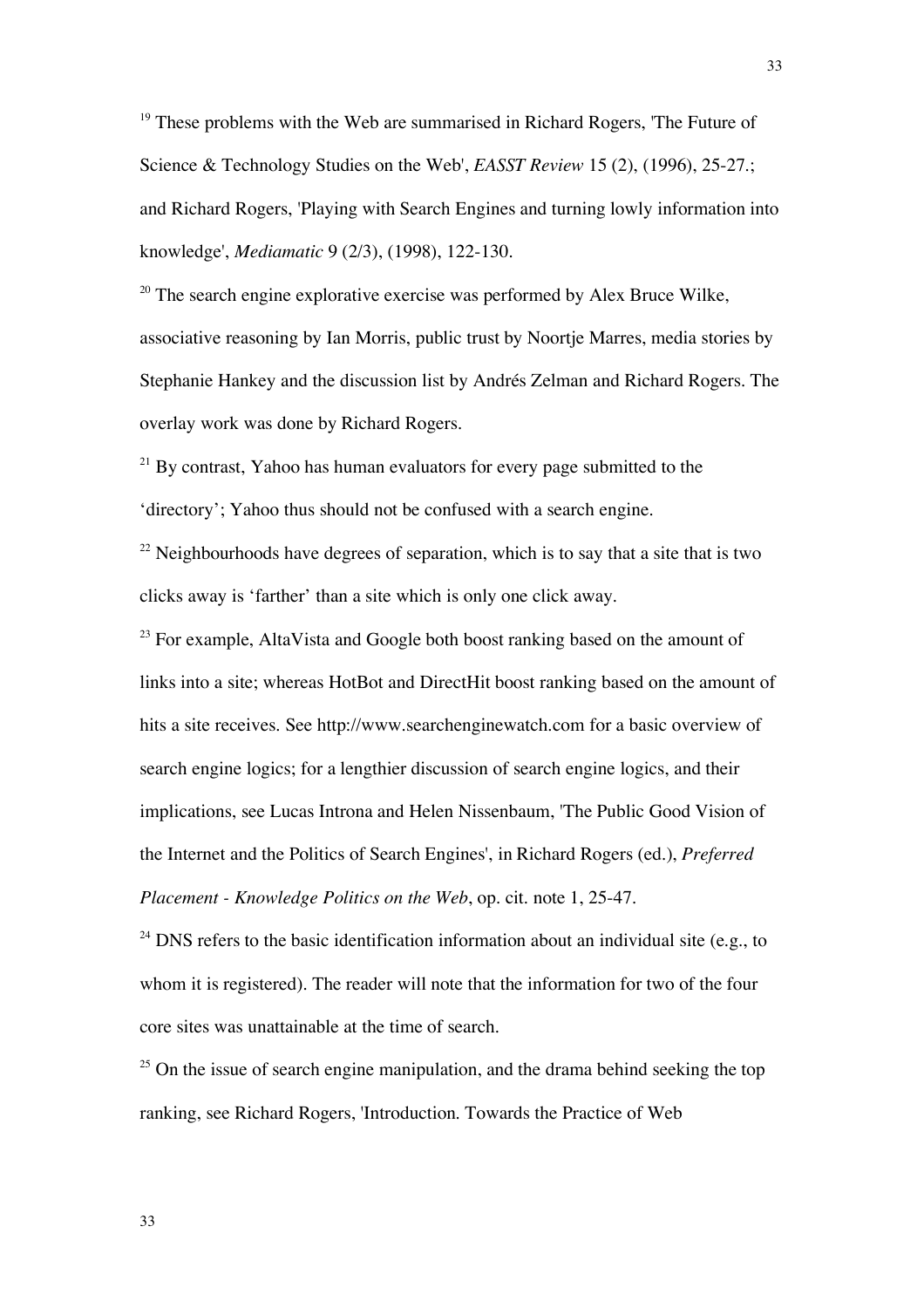[19] These problems with the Web are summarised in Richard Rogers, 'The Future of Science & Technology Studies on the Web', *EASST Review* 15 (2), (1996), 25-27.; and Richard Rogers, 'Playing with Search Engines and turning lowly information into knowledge', *Mediamatic* 9 (2/3), (1998), 122-130.

[20] The search engine explorative exercise was performed by Alex Bruce Wilke, associative reasoning by Ian Morris, public trust by Noortje Marres, media stories by Stephanie Hankey and the discussion list by Andrés Zelman and Richard Rogers. The overlay work was done by Richard Rogers.

[21] By contrast, Yahoo has human evaluators for every page submitted to the 'directory'; Yahoo thus should not be confused with a search engine.

[22] Neighbourhoods have degrees of separation, which is to say that a site that is two clicks away is 'farther' than a site which is only one click away.

[23] For example, AltaVista and Google both boost ranking based on the amount of links into a site; whereas HotBot and DirectHit boost ranking based on the amount of hits a site receives. See http://www.searchenginewatch.com for a basic overview of search engine logics; for a lengthier discussion of search engine logics, and their implications, see Lucas Introna and Helen Nissenbaum, 'The Public Good Vision of the Internet and the Politics of Search Engines', in Richard Rogers (ed.), *Preferred Placement - Knowledge Politics on the Web*, op. cit. note 1, 25-47.

[24] DNS refers to the basic identification information about an individual site (e.g., to whom it is registered). The reader will note that the information for two of the four core sites was unattainable at the time of search.

[25] On the issue of search engine manipulation, and the drama behind seeking the top ranking, see Richard Rogers, 'Introduction. Towards the Practice of Web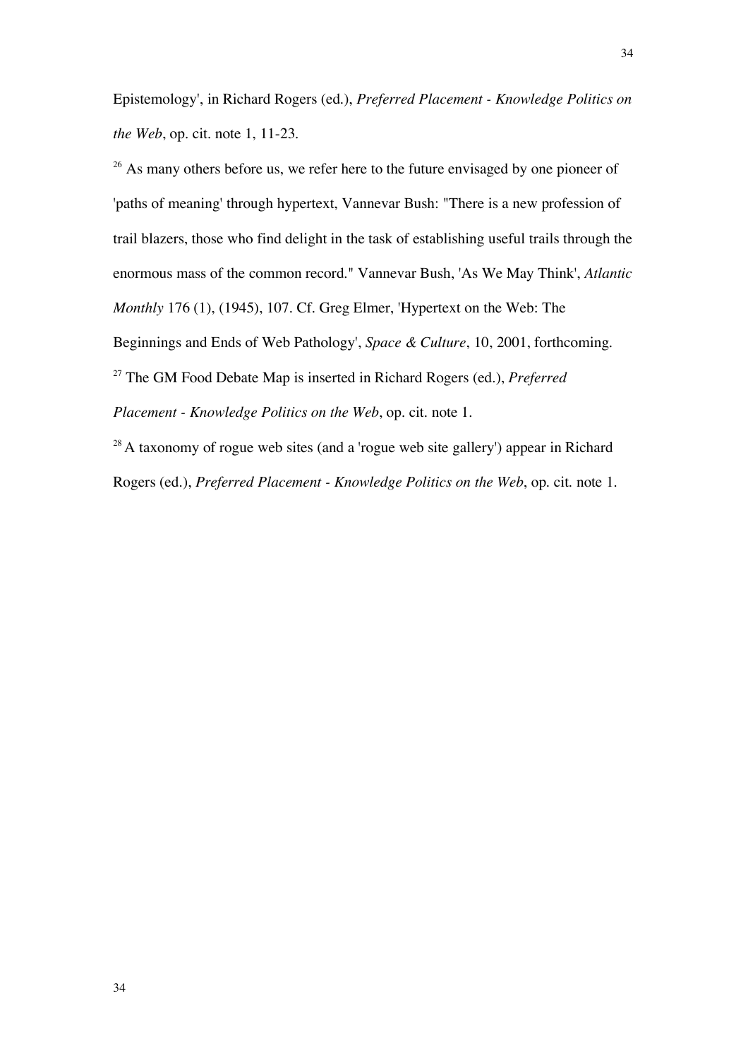Epistemology', in Richard Rogers (ed.), *Preferred Placement - Knowledge Politics on the Web*, op. cit. note 1, 11-23.

[26] As many others before us, we refer here to the future envisaged by one pioneer of 'paths of meaning' through hypertext, Vannevar Bush: "There is a new profession of trail blazers, those who find delight in the task of establishing useful trails through the enormous mass of the common record." Vannevar Bush, 'As We May Think', *Atlantic Monthly* 176 (1), (1945), 107. Cf. Greg Elmer, 'Hypertext on the Web: The Beginnings and Ends of Web Pathology', *Space & Culture*, 10, 2001, forthcoming.

[27] The GM Food Debate Map is inserted in Richard Rogers (ed.), *Preferred Placement - Knowledge Politics on the Web*, op. cit. note 1.

[28] A taxonomy of rogue web sites (and a 'rogue web site gallery') appear in Richard Rogers (ed.), *Preferred Placement - Knowledge Politics on the Web*, op. cit. note 1.